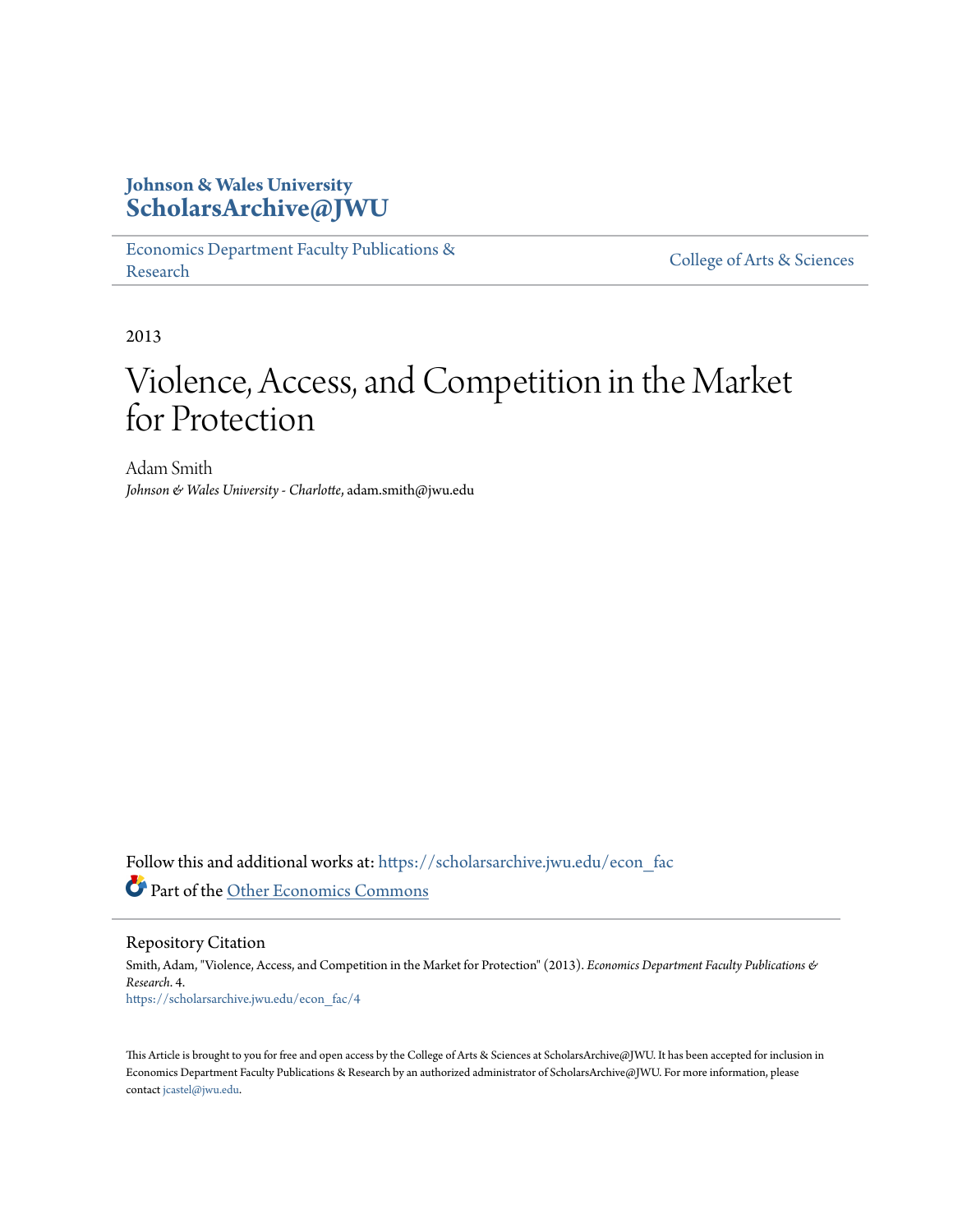**Johson & Wales University**
**ScholarsArchive@JWU**

Economics Department Faculty Publications & Research

College of Arts & Sciences

2013

# Violence, Access, and Competition in the Market for Protection

Adam Smith
*Johnson & Wales University - Charlotte*, adam.smith@jwu.edu

Follow this and additional works at: https://scholarsarchive.jwu.edu/econ_fac

Part of the Other Economics Commons

## Repository Citation

Smith, Adam, "Violence, Access, and Competition in the Market for Protection" (2013). *Economics Department Faculty Publications & Research*. 4.
https://scholarsarchive.jwu.edu/econ_fac/4

This Article is brought to you for free and open access by the College of Arts & Sciences at ScholarsArchive@JWU. It has been accepted for inclusion in Economics Department Faculty Publications & Research by an authorized administrator of ScholarsArchive@JWU. For more information, please contact jcastel@jwu.edu.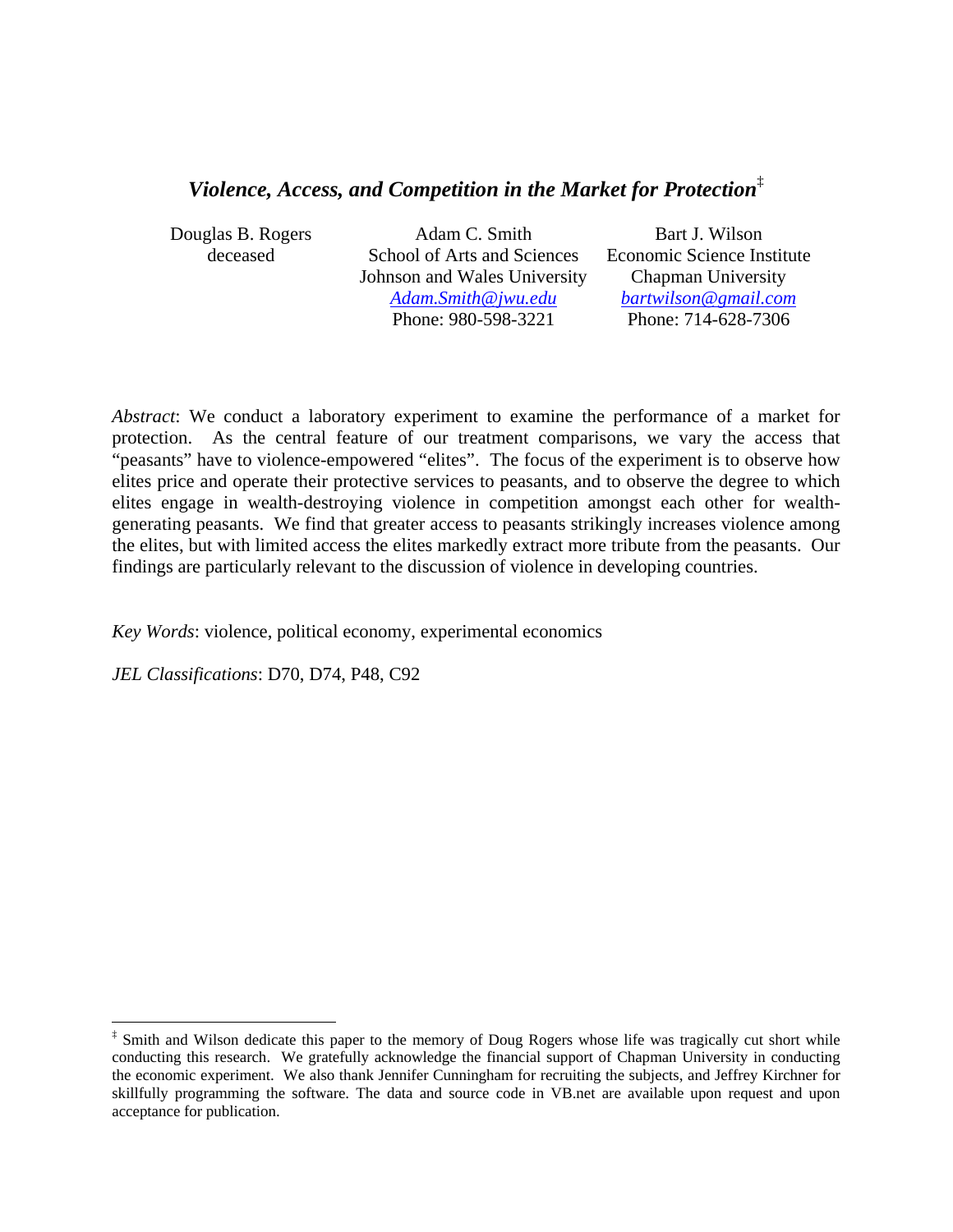# *Violence, Access, and Competition in the Market for Protection*[‡]

Douglas B. Rogers
deceased

Adam C. Smith
School of Arts and Sciences
Johnson and Wales University
Adam.Smith@jwu.edu
Phone: 980-598-3221

Bart J. Wilson
Economic Science Institute
Chapman University
bartwilson@gmail.com
Phone: 714-628-7306

*Abstract*: We conduct a laboratory experiment to examine the performance of a market for protection. As the central feature of our treatment comparisons, we vary the access that "peasants" have to violence-empowered "elites". The focus of the experiment is to observe how elites price and operate their protective services to peasants, and to observe the degree to which elites engage in wealth-destroying violence in competition amongst each other for wealth-generating peasants. We find that greater access to peasants strikingly increases violence among the elites, but with limited access the elites markedly extract more tribute from the peasants. Our findings are particularly relevant to the discussion of violence in developing countries.

*Key Words*: violence, political economy, experimental economics

*JEL Classifications*: D70, D74, P48, C92

[‡] Smith and Wilson dedicate this paper to the memory of Doug Rogers whose life was tragically cut short while conducting this research. We gratefully acknowledge the financial support of Chapman University in conducting the economic experiment. We also thank Jennifer Cunningham for recruiting the subjects, and Jeffrey Kirchner for skillfully programming the software. The data and source code in VB.net are available upon request and upon acceptance for publication.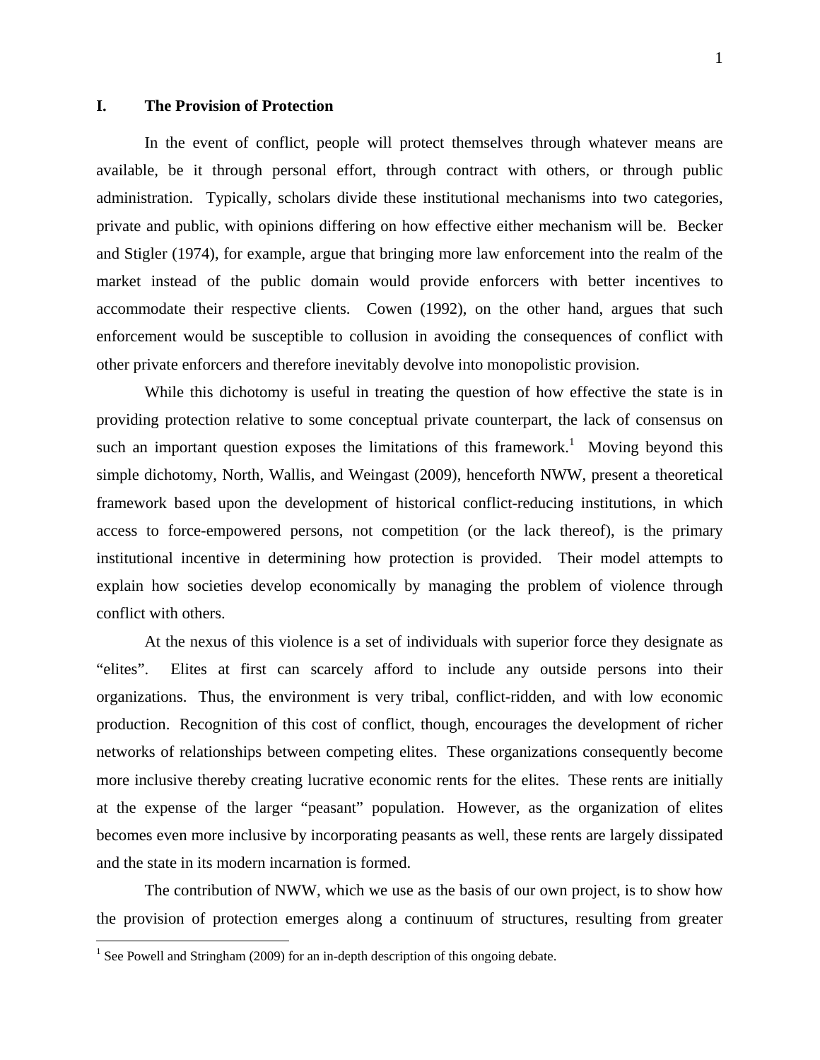## I. The Provision of Protection

In the event of conflict, people will protect themselves through whatever means are available, be it through personal effort, through contract with others, or through public administration. Typically, scholars divide these institutional mechanisms into two categories, private and public, with opinions differing on how effective either mechanism will be. Becker and Stigler (1974), for example, argue that bringing more law enforcement into the realm of the market instead of the public domain would provide enforcers with better incentives to accommodate their respective clients. Cowen (1992), on the other hand, argues that such enforcement would be susceptible to collusion in avoiding the consequences of conflict with other private enforcers and therefore inevitably devolve into monopolistic provision.

While this dichotomy is useful in treating the question of how effective the state is in providing protection relative to some conceptual private counterpart, the lack of consensus on such an important question exposes the limitations of this framework.[1] Moving beyond this simple dichotomy, North, Wallis, and Weingast (2009), henceforth NWW, present a theoretical framework based upon the development of historical conflict-reducing institutions, in which access to force-empowered persons, not competition (or the lack thereof), is the primary institutional incentive in determining how protection is provided. Their model attempts to explain how societies develop economically by managing the problem of violence through conflict with others.

At the nexus of this violence is a set of individuals with superior force they designate as "elites". Elites at first can scarcely afford to include any outside persons into their organizations. Thus, the environment is very tribal, conflict-ridden, and with low economic production. Recognition of this cost of conflict, though, encourages the development of richer networks of relationships between competing elites. These organizations consequently become more inclusive thereby creating lucrative economic rents for the elites. These rents are initially at the expense of the larger "peasant" population. However, as the organization of elites becomes even more inclusive by incorporating peasants as well, these rents are largely dissipated and the state in its modern incarnation is formed.

The contribution of NWW, which we use as the basis of our own project, is to show how the provision of protection emerges along a continuum of structures, resulting from greater

[1] See Powell and Stringham (2009) for an in-depth description of this ongoing debate.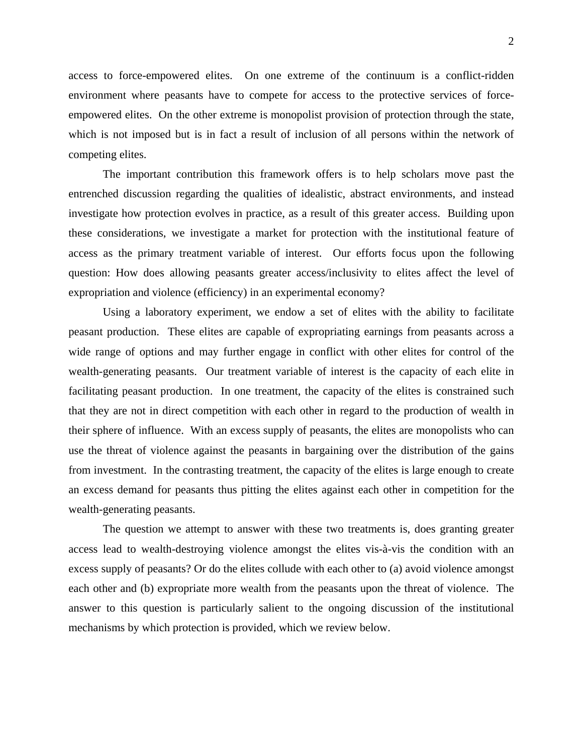access to force-empowered elites. On one extreme of the continuum is a conflict-ridden environment where peasants have to compete for access to the protective services of force-empowered elites. On the other extreme is monopolist provision of protection through the state, which is not imposed but is in fact a result of inclusion of all persons within the network of competing elites.

The important contribution this framework offers is to help scholars move past the entrenched discussion regarding the qualities of idealistic, abstract environments, and instead investigate how protection evolves in practice, as a result of this greater access. Building upon these considerations, we investigate a market for protection with the institutional feature of access as the primary treatment variable of interest. Our efforts focus upon the following question: How does allowing peasants greater access/inclusivity to elites affect the level of expropriation and violence (efficiency) in an experimental economy?

Using a laboratory experiment, we endow a set of elites with the ability to facilitate peasant production. These elites are capable of expropriating earnings from peasants across a wide range of options and may further engage in conflict with other elites for control of the wealth-generating peasants. Our treatment variable of interest is the capacity of each elite in facilitating peasant production. In one treatment, the capacity of the elites is constrained such that they are not in direct competition with each other in regard to the production of wealth in their sphere of influence. With an excess supply of peasants, the elites are monopolists who can use the threat of violence against the peasants in bargaining over the distribution of the gains from investment. In the contrasting treatment, the capacity of the elites is large enough to create an excess demand for peasants thus pitting the elites against each other in competition for the wealth-generating peasants.

The question we attempt to answer with these two treatments is, does granting greater access lead to wealth-destroying violence amongst the elites vis-à-vis the condition with an excess supply of peasants? Or do the elites collude with each other to (a) avoid violence amongst each other and (b) expropriate more wealth from the peasants upon the threat of violence. The answer to this question is particularly salient to the ongoing discussion of the institutional mechanisms by which protection is provided, which we review below.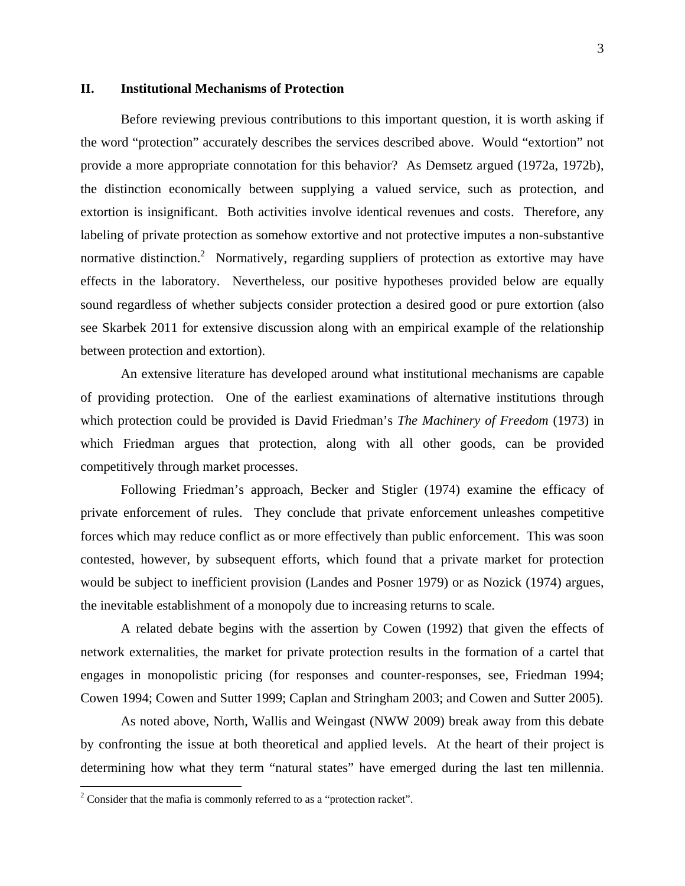## II. Institutional Mechanisms of Protection

Before reviewing previous contributions to this important question, it is worth asking if the word "protection" accurately describes the services described above. Would "extortion" not provide a more appropriate connotation for this behavior? As Demsetz argued (1972a, 1972b), the distinction economically between supplying a valued service, such as protection, and extortion is insignificant. Both activities involve identical revenues and costs. Therefore, any labeling of private protection as somehow extortive and not protective imputes a non-substantive normative distinction.[2] Normatively, regarding suppliers of protection as extortive may have effects in the laboratory. Nevertheless, our positive hypotheses provided below are equally sound regardless of whether subjects consider protection a desired good or pure extortion (also see Skarbek 2011 for extensive discussion along with an empirical example of the relationship between protection and extortion).

An extensive literature has developed around what institutional mechanisms are capable of providing protection. One of the earliest examinations of alternative institutions through which protection could be provided is David Friedman's *The Machinery of Freedom* (1973) in which Friedman argues that protection, along with all other goods, can be provided competitively through market processes.

Following Friedman's approach, Becker and Stigler (1974) examine the efficacy of private enforcement of rules. They conclude that private enforcement unleashes competitive forces which may reduce conflict as or more effectively than public enforcement. This was soon contested, however, by subsequent efforts, which found that a private market for protection would be subject to inefficient provision (Landes and Posner 1979) or as Nozick (1974) argues, the inevitable establishment of a monopoly due to increasing returns to scale.

A related debate begins with the assertion by Cowen (1992) that given the effects of network externalities, the market for private protection results in the formation of a cartel that engages in monopolistic pricing (for responses and counter-responses, see, Friedman 1994; Cowen 1994; Cowen and Sutter 1999; Caplan and Stringham 2003; and Cowen and Sutter 2005).

As noted above, North, Wallis and Weingast (NWW 2009) break away from this debate by confronting the issue at both theoretical and applied levels. At the heart of their project is determining how what they term "natural states" have emerged during the last ten millennia.

[2] Consider that the mafia is commonly referred to as a "protection racket".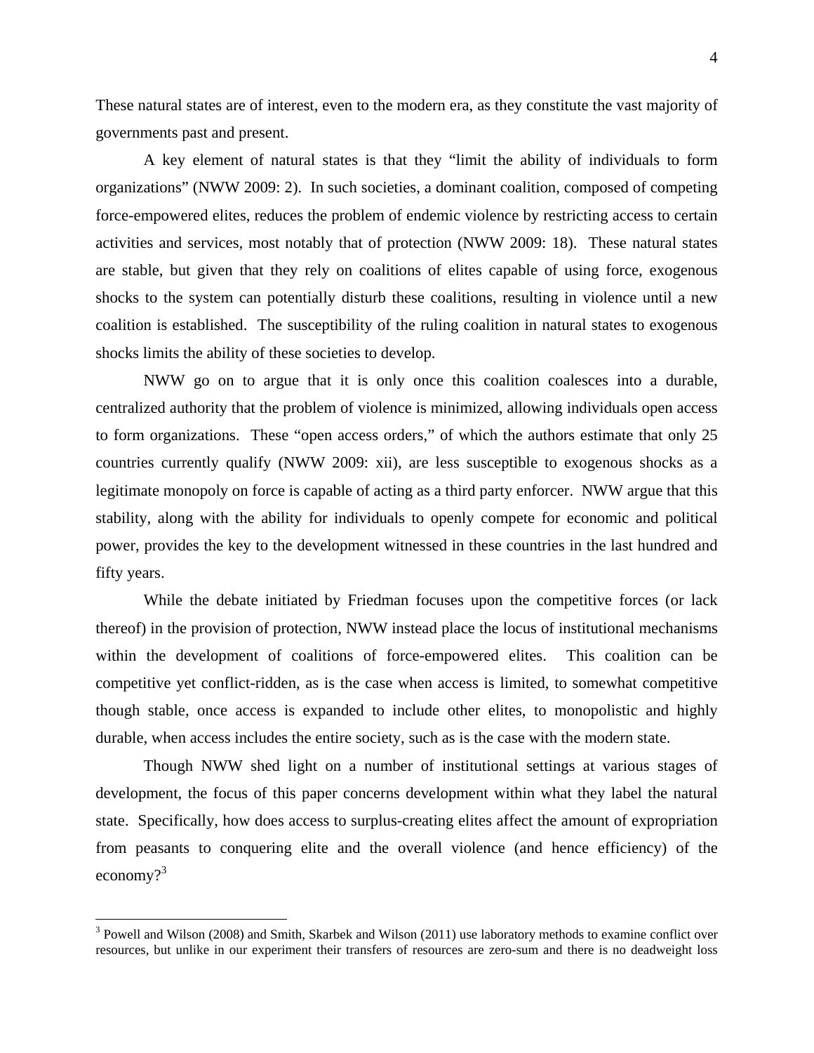These natural states are of interest, even to the modern era, as they constitute the vast majority of governments past and present.

A key element of natural states is that they "limit the ability of individuals to form organizations" (NWW 2009: 2). In such societies, a dominant coalition, composed of competing force-empowered elites, reduces the problem of endemic violence by restricting access to certain activities and services, most notably that of protection (NWW 2009: 18). These natural states are stable, but given that they rely on coalitions of elites capable of using force, exogenous shocks to the system can potentially disturb these coalitions, resulting in violence until a new coalition is established. The susceptibility of the ruling coalition in natural states to exogenous shocks limits the ability of these societies to develop.

NWW go on to argue that it is only once this coalition coalesces into a durable, centralized authority that the problem of violence is minimized, allowing individuals open access to form organizations. These "open access orders," of which the authors estimate that only 25 countries currently qualify (NWW 2009: xii), are less susceptible to exogenous shocks as a legitimate monopoly on force is capable of acting as a third party enforcer. NWW argue that this stability, along with the ability for individuals to openly compete for economic and political power, provides the key to the development witnessed in these countries in the last hundred and fifty years.

While the debate initiated by Friedman focuses upon the competitive forces (or lack thereof) in the provision of protection, NWW instead place the locus of institutional mechanisms within the development of coalitions of force-empowered elites. This coalition can be competitive yet conflict-ridden, as is the case when access is limited, to somewhat competitive though stable, once access is expanded to include other elites, to monopolistic and highly durable, when access includes the entire society, such as is the case with the modern state.

Though NWW shed light on a number of institutional settings at various stages of development, the focus of this paper concerns development within what they label the natural state. Specifically, how does access to surplus-creating elites affect the amount of expropriation from peasants to conquering elite and the overall violence (and hence efficiency) of the economy?[3]

[3] Powell and Wilson (2008) and Smith, Skarbek and Wilson (2011) use laboratory methods to examine conflict over resources, but unlike in our experiment their transfers of resources are zero-sum and there is no deadweight loss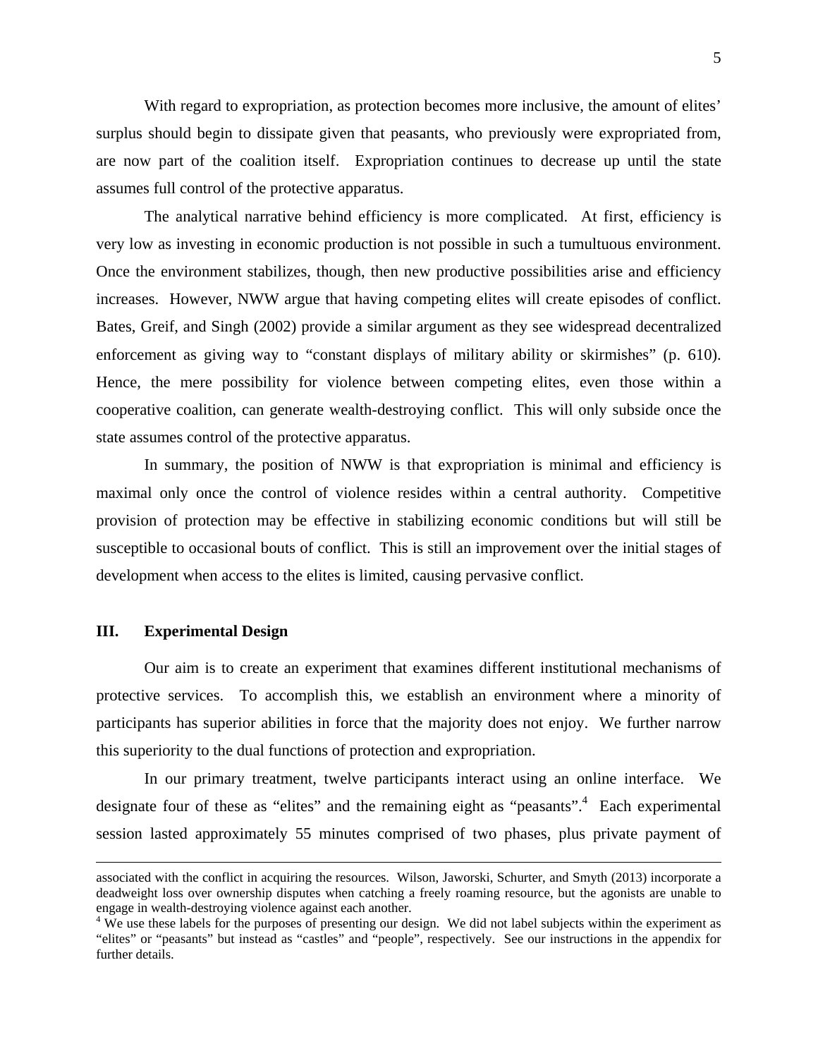With regard to expropriation, as protection becomes more inclusive, the amount of elites' surplus should begin to dissipate given that peasants, who previously were expropriated from, are now part of the coalition itself. Expropriation continues to decrease up until the state assumes full control of the protective apparatus.

The analytical narrative behind efficiency is more complicated. At first, efficiency is very low as investing in economic production is not possible in such a tumultuous environment. Once the environment stabilizes, though, then new productive possibilities arise and efficiency increases. However, NWW argue that having competing elites will create episodes of conflict. Bates, Greif, and Singh (2002) provide a similar argument as they see widespread decentralized enforcement as giving way to "constant displays of military ability or skirmishes" (p. 610). Hence, the mere possibility for violence between competing elites, even those within a cooperative coalition, can generate wealth-destroying conflict. This will only subside once the state assumes control of the protective apparatus.

In summary, the position of NWW is that expropriation is minimal and efficiency is maximal only once the control of violence resides within a central authority. Competitive provision of protection may be effective in stabilizing economic conditions but will still be susceptible to occasional bouts of conflict. This is still an improvement over the initial stages of development when access to the elites is limited, causing pervasive conflict.

## III. Experimental Design

Our aim is to create an experiment that examines different institutional mechanisms of protective services. To accomplish this, we establish an environment where a minority of participants has superior abilities in force that the majority does not enjoy. We further narrow this superiority to the dual functions of protection and expropriation.

In our primary treatment, twelve participants interact using an online interface. We designate four of these as "elites" and the remaining eight as "peasants".[4] Each experimental session lasted approximately 55 minutes comprised of two phases, plus private payment of

---

associated with the conflict in acquiring the resources. Wilson, Jaworski, Schurter, and Smyth (2013) incorporate a deadweight loss over ownership disputes when catching a freely roaming resource, but the agonists are unable to engage in wealth-destroying violence against each another.

[4] We use these labels for the purposes of presenting our design. We did not label subjects within the experiment as "elites" or "peasants" but instead as "castles" and "people", respectively. See our instructions in the appendix for further details.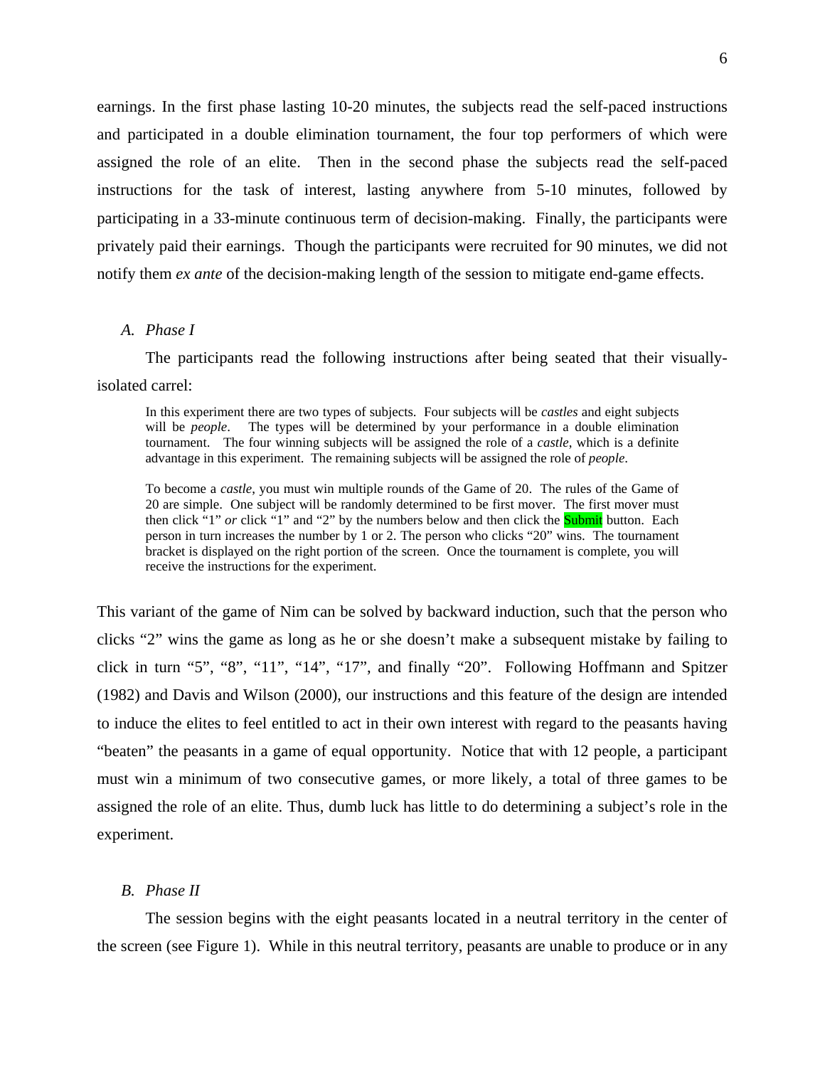earnings. In the first phase lasting 10-20 minutes, the subjects read the self-paced instructions and participated in a double elimination tournament, the four top performers of which were assigned the role of an elite. Then in the second phase the subjects read the self-paced instructions for the task of interest, lasting anywhere from 5-10 minutes, followed by participating in a 33-minute continuous term of decision-making. Finally, the participants were privately paid their earnings. Though the participants were recruited for 90 minutes, we did not notify them *ex ante* of the decision-making length of the session to mitigate end-game effects.

### A. *Phase I*

The participants read the following instructions after being seated that their visually-isolated carrel:

> In this experiment there are two types of subjects. Four subjects will be *castles* and eight subjects will be *people*. The types will be determined by your performance in a double elimination tournament. The four winning subjects will be assigned the role of a *castle*, which is a definite advantage in this experiment. The remaining subjects will be assigned the role of *people*.
>
> To become a *castle*, you must win multiple rounds of the Game of 20. The rules of the Game of 20 are simple. One subject will be randomly determined to be first mover. The first mover must then click "1" *or* click "1" and "2" by the numbers below and then click the Submit button. Each person in turn increases the number by 1 or 2. The person who clicks "20" wins. The tournament bracket is displayed on the right portion of the screen. Once the tournament is complete, you will receive the instructions for the experiment.

This variant of the game of Nim can be solved by backward induction, such that the person who clicks "2" wins the game as long as he or she doesn't make a subsequent mistake by failing to click in turn "5", "8", "11", "14", "17", and finally "20". Following Hoffmann and Spitzer (1982) and Davis and Wilson (2000), our instructions and this feature of the design are intended to induce the elites to feel entitled to act in their own interest with regard to the peasants having "beaten" the peasants in a game of equal opportunity. Notice that with 12 people, a participant must win a minimum of two consecutive games, or more likely, a total of three games to be assigned the role of an elite. Thus, dumb luck has little to do determining a subject's role in the experiment.

### B. *Phase II*

The session begins with the eight peasants located in a neutral territory in the center of the screen (see Figure 1). While in this neutral territory, peasants are unable to produce or in any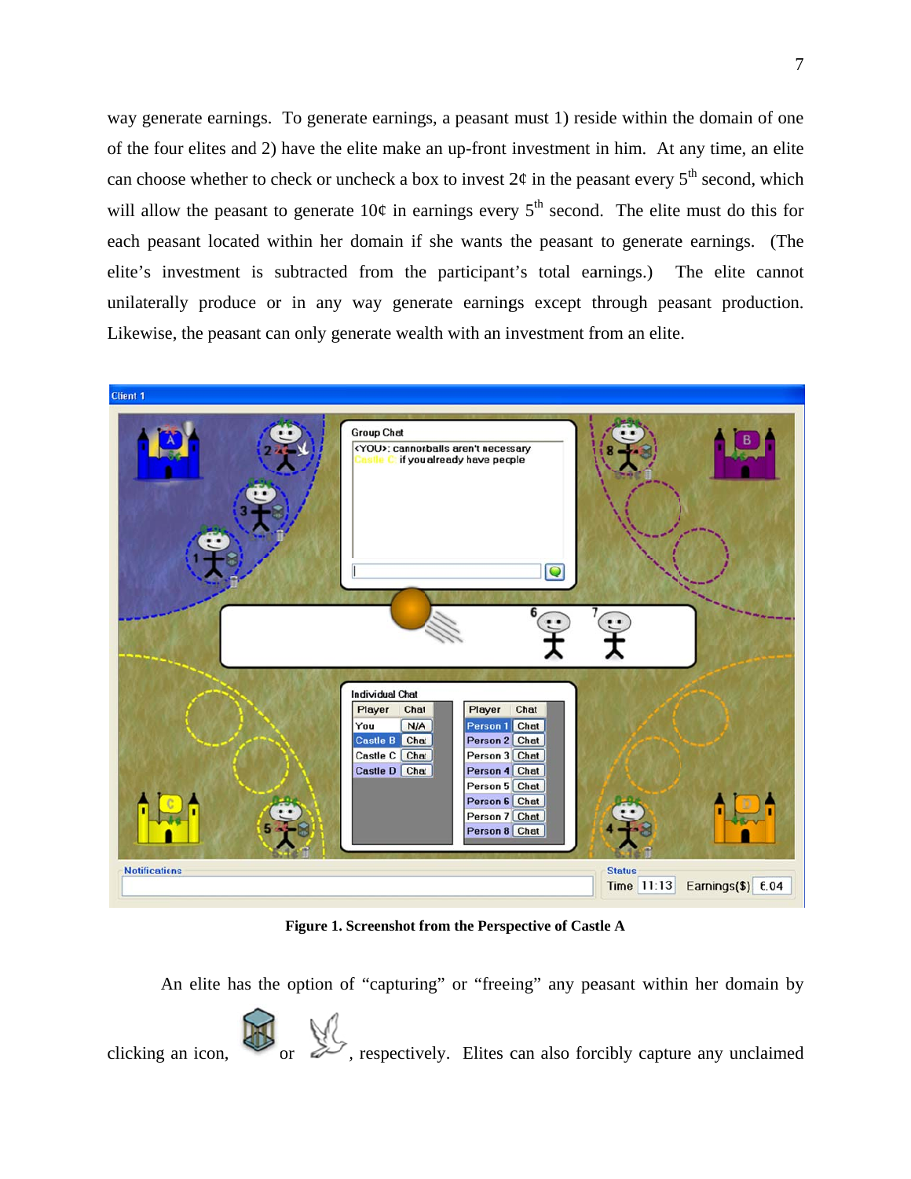way generate earnings. To generate earnings, a peasant must 1) reside within the domain of one of the four elites and 2) have the elite make an up-front investment in him. At any time, an elite can choose whether to check or uncheck a box to invest 2¢ in the peasant every 5th second, which will allow the peasant to generate 10¢ in earnings every 5th second. The elite must do this for each peasant located within her domain if she wants the peasant to generate earnings. (The elite's investment is subtracted from the participant's total earnings.) The elite cannot unilaterally produce or in any way generate earnings except through peasant production. Likewise, the peasant can only generate wealth with an investment from an elite.

**Figure 1. Screenshot from the Perspective of Castle A**

An elite has the option of "capturing" or "freeing" any peasant within her domain by clicking an icon, or , respectively. Elites can also forcibly capture any unclaimed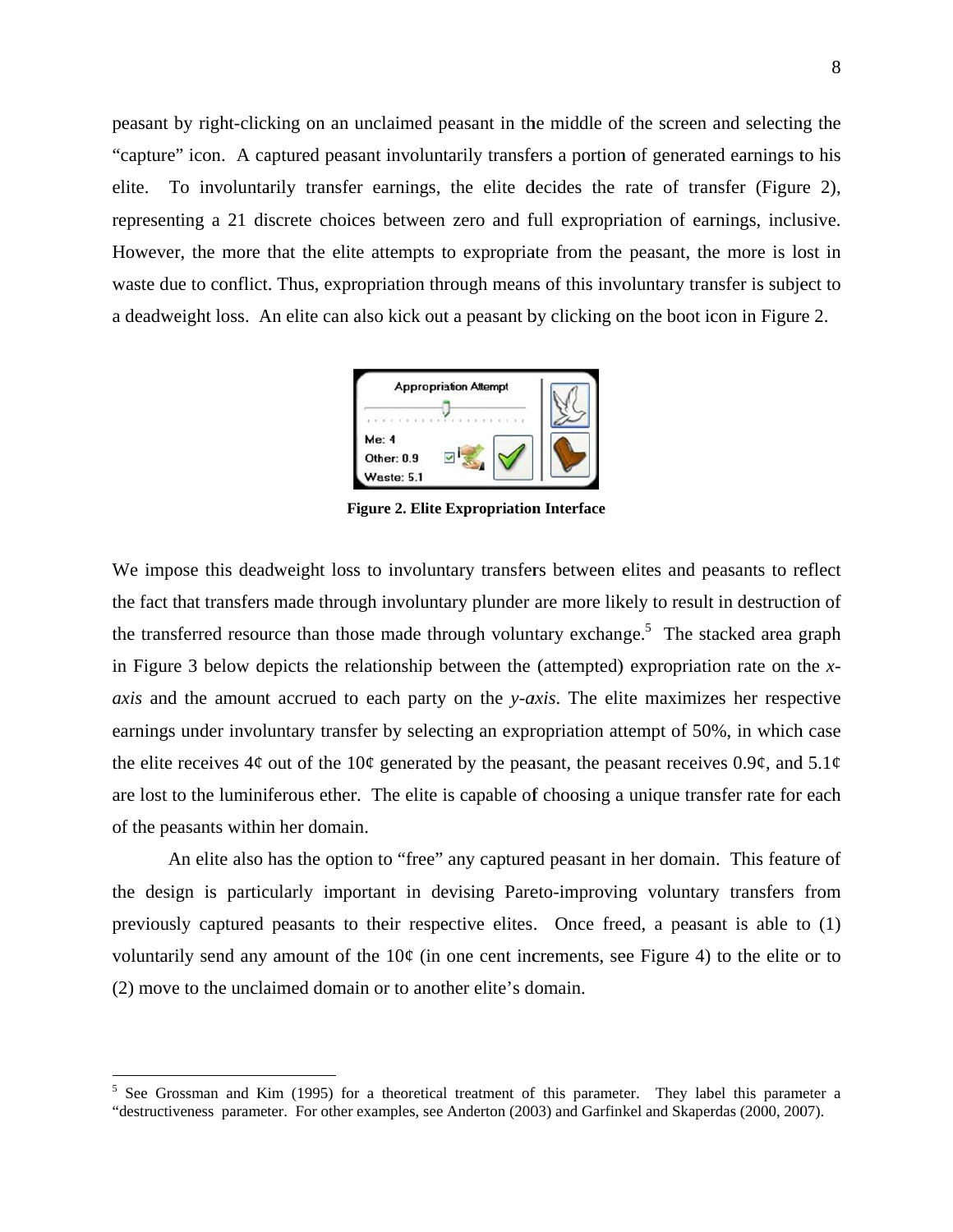peasant by right-clicking on an unclaimed peasant in the middle of the screen and selecting the "capture" icon. A captured peasant involuntarily transfers a portion of generated earnings to his elite. To involuntarily transfer earnings, the elite decides the rate of transfer (Figure 2), representing a 21 discrete choices between zero and full expropriation of earnings, inclusive. However, the more that the elite attempts to expropriate from the peasant, the more is lost in waste due to conflict. Thus, expropriation through means of this involuntary transfer is subject to a deadweight loss. An elite can also kick out a peasant by clicking on the boot icon in Figure 2.

**Figure 2. Elite Expropriation Interface**

We impose this deadweight loss to involuntary transfers between elites and peasants to reflect the fact that transfers made through involuntary plunder are more likely to result in destruction of the transferred resource than those made through voluntary exchange.[5] The stacked area graph in Figure 3 below depicts the relationship between the (attempted) expropriation rate on the *x-axis* and the amount accrued to each party on the *y-axis*. The elite maximizes her respective earnings under involuntary transfer by selecting an expropriation attempt of 50%, in which case the elite receives 4¢ out of the 10¢ generated by the peasant, the peasant receives 0.9¢, and 5.1¢ are lost to the luminiferous ether. The elite is capable of choosing a unique transfer rate for each of the peasants within her domain.

An elite also has the option to "free" any captured peasant in her domain. This feature of the design is particularly important in devising Pareto-improving voluntary transfers from previously captured peasants to their respective elites. Once freed, a peasant is able to (1) voluntarily send any amount of the 10¢ (in one cent increments, see Figure 4) to the elite or to (2) move to the unclaimed domain or to another elite's domain.

[5] See Grossman and Kim (1995) for a theoretical treatment of this parameter. They label this parameter a "destructiveness parameter. For other examples, see Anderton (2003) and Garfinkel and Skaperdas (2000, 2007).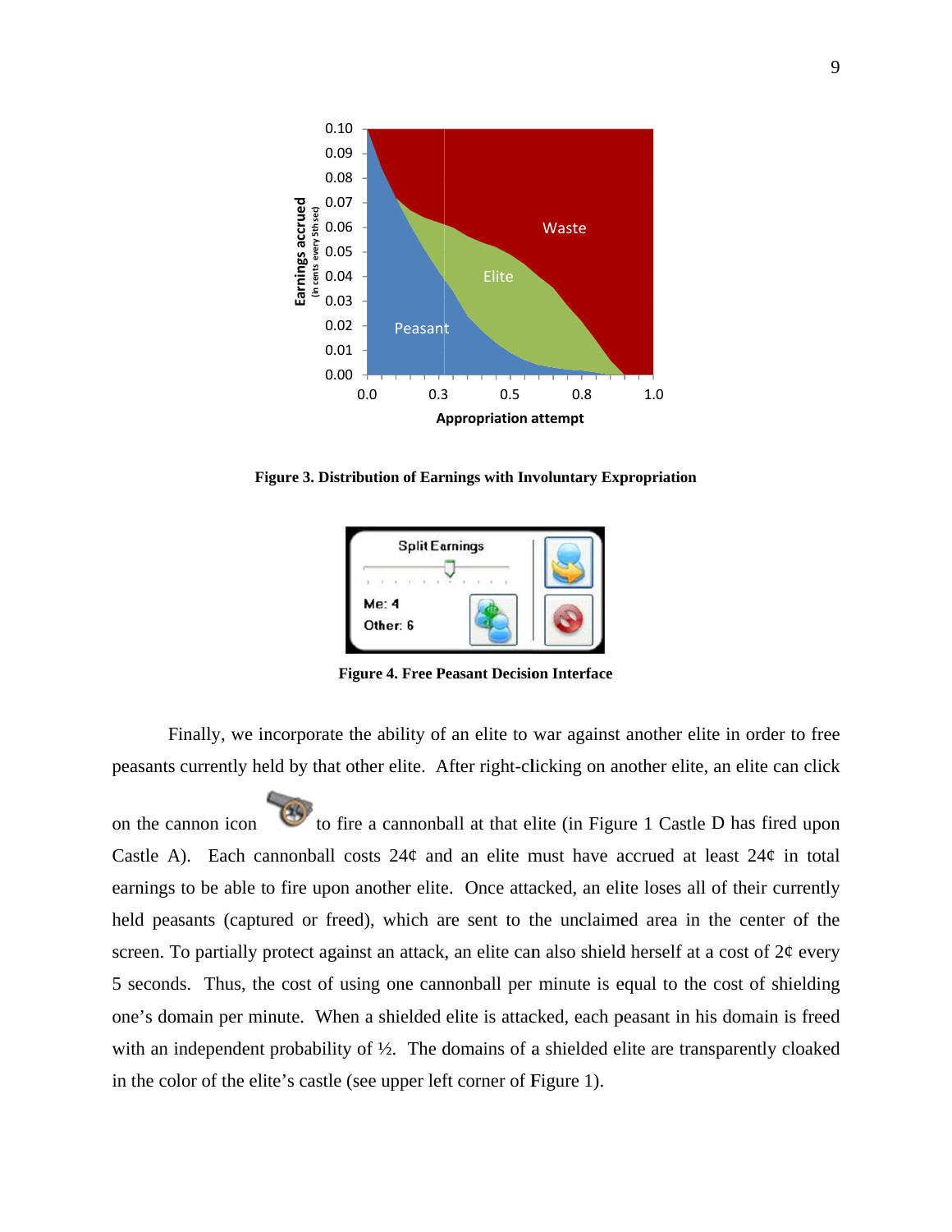Figure 3. Distribution of Earnings with Involuntary Expropriation

Figure 4. Free Peasant Decision Interface

Finally, we incorporate the ability of an elite to war against another elite in order to free peasants currently held by that other elite. After right-clicking on another elite, an elite can click on the cannon icon to fire a cannonball at that elite (in Figure 1 Castle D has fired upon Castle A). Each cannonball costs 24¢ and an elite must have accrued at least 24¢ in total earnings to be able to fire upon another elite. Once attacked, an elite loses all of their currently held peasants (captured or freed), which are sent to the unclaimed area in the center of the screen. To partially protect against an attack, an elite can also shield herself at a cost of 2¢ every 5 seconds. Thus, the cost of using one cannonball per minute is equal to the cost of shielding one's domain per minute. When a shielded elite is attacked, each peasant in his domain is freed with an independent probability of ½. The domains of a shielded elite are transparently cloaked in the color of the elite's castle (see upper left corner of Figure 1).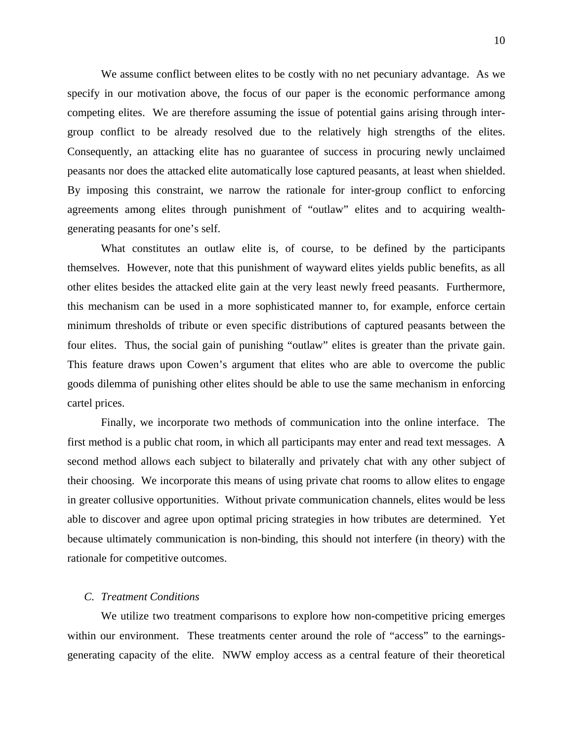We assume conflict between elites to be costly with no net pecuniary advantage. As we specify in our motivation above, the focus of our paper is the economic performance among competing elites. We are therefore assuming the issue of potential gains arising through inter-group conflict to be already resolved due to the relatively high strengths of the elites. Consequently, an attacking elite has no guarantee of success in procuring newly unclaimed peasants nor does the attacked elite automatically lose captured peasants, at least when shielded. By imposing this constraint, we narrow the rationale for inter-group conflict to enforcing agreements among elites through punishment of "outlaw" elites and to acquiring wealth-generating peasants for one's self.

What constitutes an outlaw elite is, of course, to be defined by the participants themselves. However, note that this punishment of wayward elites yields public benefits, as all other elites besides the attacked elite gain at the very least newly freed peasants. Furthermore, this mechanism can be used in a more sophisticated manner to, for example, enforce certain minimum thresholds of tribute or even specific distributions of captured peasants between the four elites. Thus, the social gain of punishing "outlaw" elites is greater than the private gain. This feature draws upon Cowen's argument that elites who are able to overcome the public goods dilemma of punishing other elites should be able to use the same mechanism in enforcing cartel prices.

Finally, we incorporate two methods of communication into the online interface. The first method is a public chat room, in which all participants may enter and read text messages. A second method allows each subject to bilaterally and privately chat with any other subject of their choosing. We incorporate this means of using private chat rooms to allow elites to engage in greater collusive opportunities. Without private communication channels, elites would be less able to discover and agree upon optimal pricing strategies in how tributes are determined. Yet because ultimately communication is non-binding, this should not interfere (in theory) with the rationale for competitive outcomes.

### *C. Treatment Conditions*

We utilize two treatment comparisons to explore how non-competitive pricing emerges within our environment. These treatments center around the role of "access" to the earnings-generating capacity of the elite. NWW employ access as a central feature of their theoretical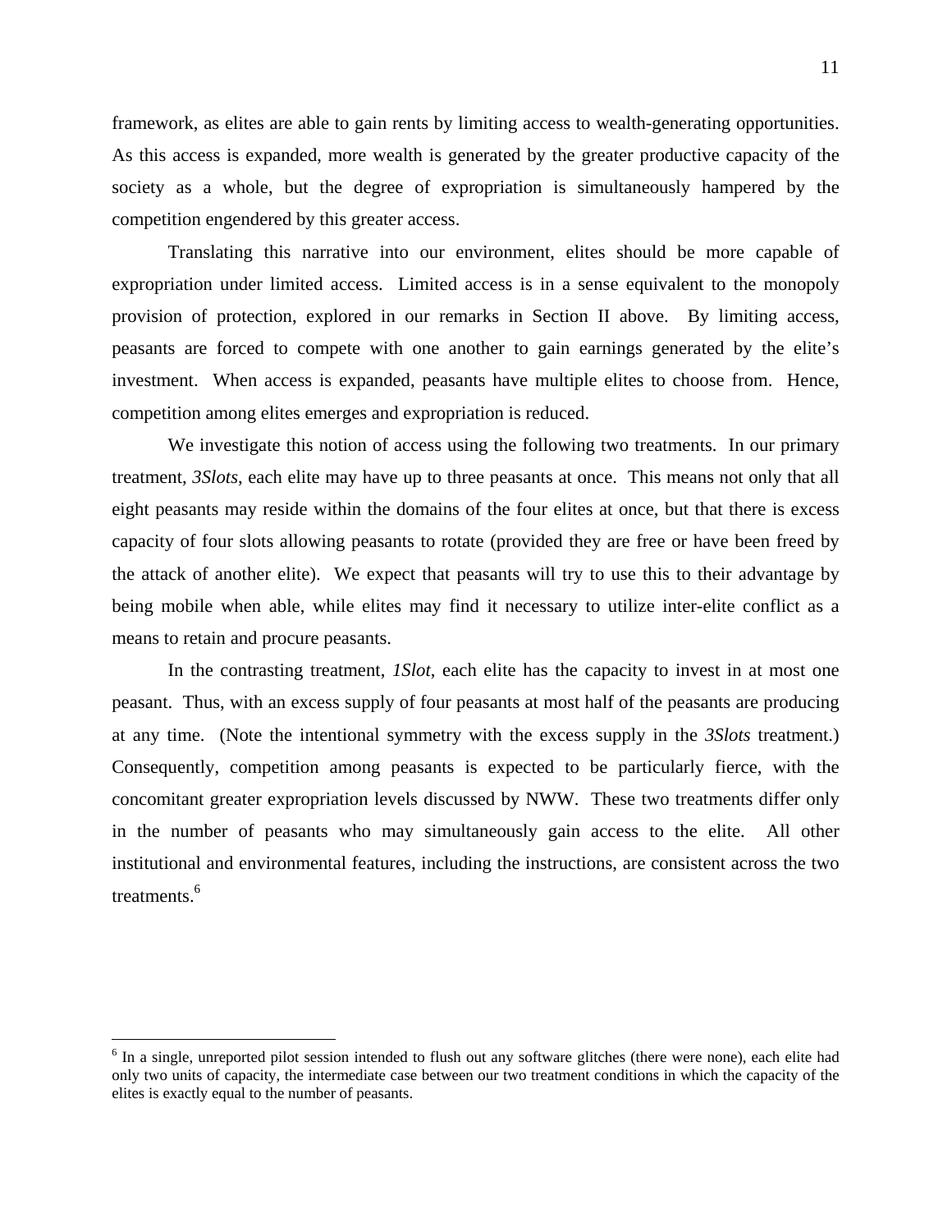framework, as elites are able to gain rents by limiting access to wealth-generating opportunities. As this access is expanded, more wealth is generated by the greater productive capacity of the society as a whole, but the degree of expropriation is simultaneously hampered by the competition engendered by this greater access.

Translating this narrative into our environment, elites should be more capable of expropriation under limited access. Limited access is in a sense equivalent to the monopoly provision of protection, explored in our remarks in Section II above. By limiting access, peasants are forced to compete with one another to gain earnings generated by the elite's investment. When access is expanded, peasants have multiple elites to choose from. Hence, competition among elites emerges and expropriation is reduced.

We investigate this notion of access using the following two treatments. In our primary treatment, *3Slots*, each elite may have up to three peasants at once. This means not only that all eight peasants may reside within the domains of the four elites at once, but that there is excess capacity of four slots allowing peasants to rotate (provided they are free or have been freed by the attack of another elite). We expect that peasants will try to use this to their advantage by being mobile when able, while elites may find it necessary to utilize inter-elite conflict as a means to retain and procure peasants.

In the contrasting treatment, *1Slot*, each elite has the capacity to invest in at most one peasant. Thus, with an excess supply of four peasants at most half of the peasants are producing at any time. (Note the intentional symmetry with the excess supply in the *3Slots* treatment.) Consequently, competition among peasants is expected to be particularly fierce, with the concomitant greater expropriation levels discussed by NWW. These two treatments differ only in the number of peasants who may simultaneously gain access to the elite. All other institutional and environmental features, including the instructions, are consistent across the two treatments.[6]

[6] In a single, unreported pilot session intended to flush out any software glitches (there were none), each elite had only two units of capacity, the intermediate case between our two treatment conditions in which the capacity of the elites is exactly equal to the number of peasants.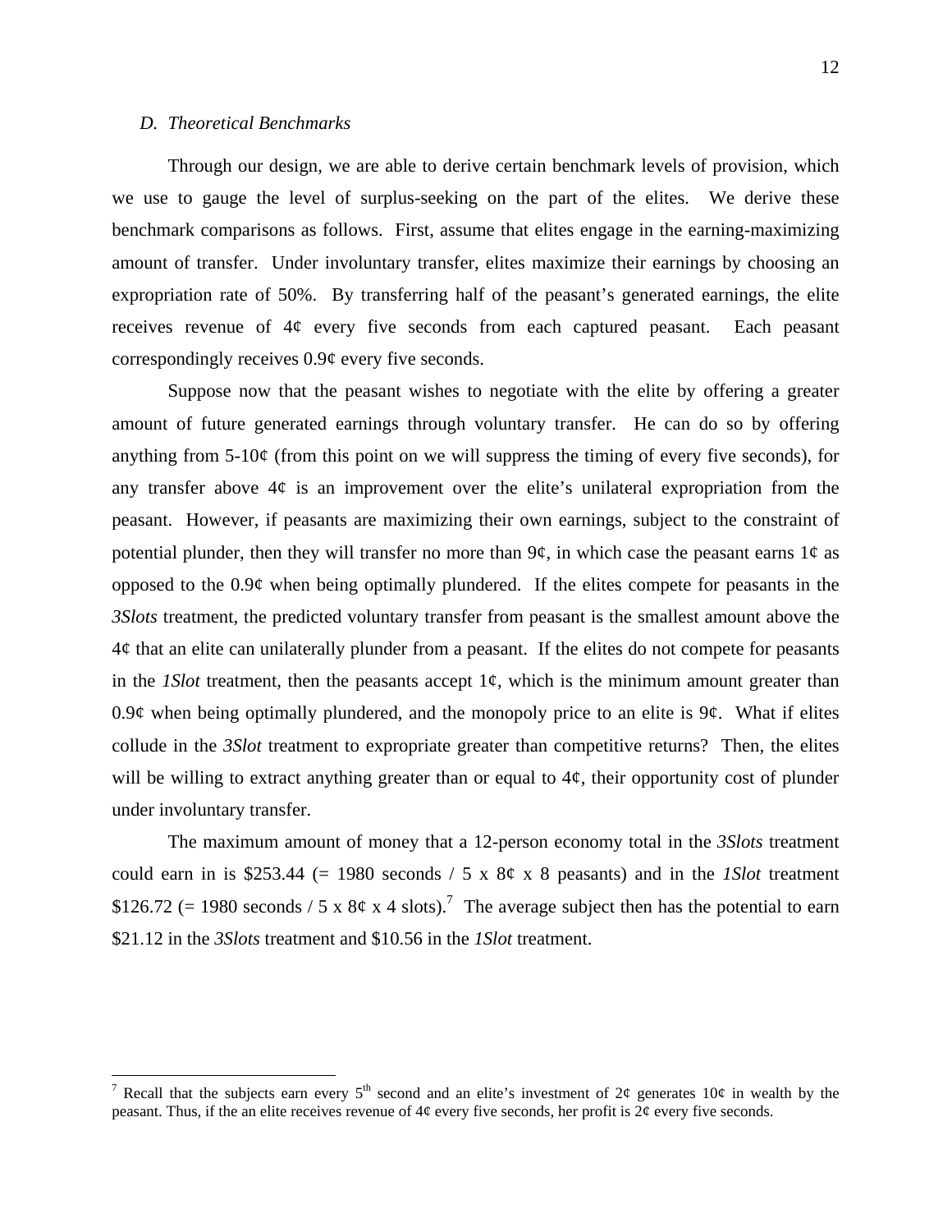### *D. Theoretical Benchmarks*

Through our design, we are able to derive certain benchmark levels of provision, which we use to gauge the level of surplus-seeking on the part of the elites. We derive these benchmark comparisons as follows. First, assume that elites engage in the earning-maximizing amount of transfer. Under involuntary transfer, elites maximize their earnings by choosing an expropriation rate of 50%. By transferring half of the peasant's generated earnings, the elite receives revenue of 4¢ every five seconds from each captured peasant. Each peasant correspondingly receives 0.9¢ every five seconds.

Suppose now that the peasant wishes to negotiate with the elite by offering a greater amount of future generated earnings through voluntary transfer. He can do so by offering anything from 5-10¢ (from this point on we will suppress the timing of every five seconds), for any transfer above 4¢ is an improvement over the elite's unilateral expropriation from the peasant. However, if peasants are maximizing their own earnings, subject to the constraint of potential plunder, then they will transfer no more than 9¢, in which case the peasant earns 1¢ as opposed to the 0.9¢ when being optimally plundered. If the elites compete for peasants in the *3Slots* treatment, the predicted voluntary transfer from peasant is the smallest amount above the 4¢ that an elite can unilaterally plunder from a peasant. If the elites do not compete for peasants in the *1Slot* treatment, then the peasants accept 1¢, which is the minimum amount greater than 0.9¢ when being optimally plundered, and the monopoly price to an elite is 9¢. What if elites collude in the *3Slot* treatment to expropriate greater than competitive returns? Then, the elites will be willing to extract anything greater than or equal to 4¢, their opportunity cost of plunder under involuntary transfer.

The maximum amount of money that a 12-person economy total in the *3Slots* treatment could earn in is \$253.44 (= 1980 seconds / 5 x 8¢ x 8 peasants) and in the *1Slot* treatment \$126.72 (= 1980 seconds / 5 x 8¢ x 4 slots).[7] The average subject then has the potential to earn \$21.12 in the *3Slots* treatment and \$10.56 in the *1Slot* treatment.

---

[7] Recall that the subjects earn every 5th second and an elite's investment of 2¢ generates 10¢ in wealth by the peasant. Thus, if the an elite receives revenue of 4¢ every five seconds, her profit is 2¢ every five seconds.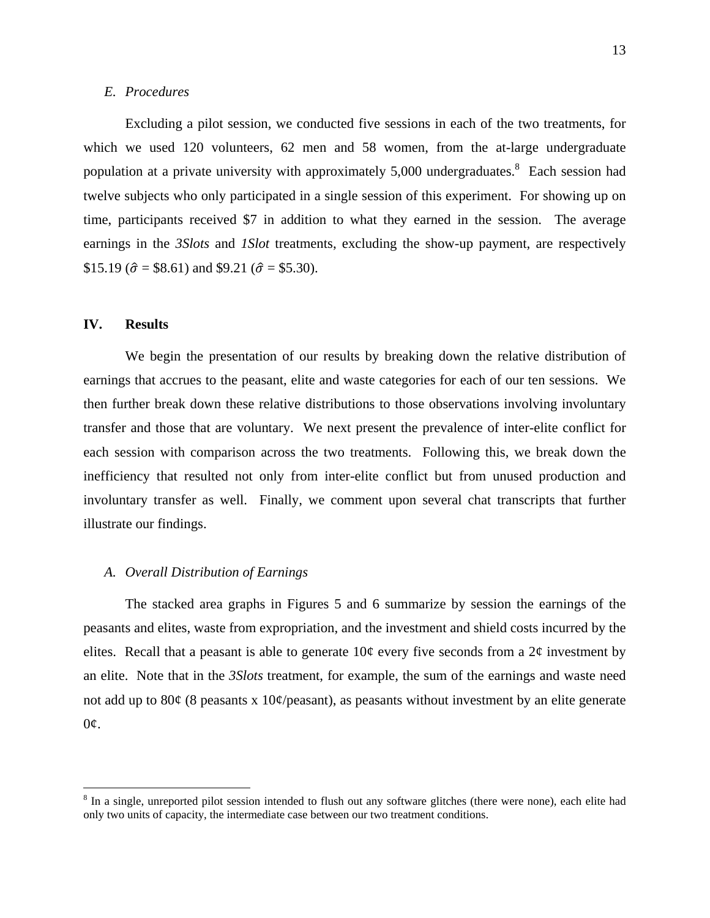### E. *Procedures*

Excluding a pilot session, we conducted five sessions in each of the two treatments, for which we used 120 volunteers, 62 men and 58 women, from the at-large undergraduate population at a private university with approximately 5,000 undergraduates.[8] Each session had twelve subjects who only participated in a single session of this experiment. For showing up on time, participants received $7 in addition to what they earned in the session. The average earnings in the *3Slots* and *1Slot* treatments, excluding the show-up payment, are respectively $15.19 ($\hat{\sigma}$ = $8.61) and $9.21 ($\hat{\sigma}$ = $5.30).

## IV. Results

We begin the presentation of our results by breaking down the relative distribution of earnings that accrues to the peasant, elite and waste categories for each of our ten sessions. We then further break down these relative distributions to those observations involving involuntary transfer and those that are voluntary. We next present the prevalence of inter-elite conflict for each session with comparison across the two treatments. Following this, we break down the inefficiency that resulted not only from inter-elite conflict but from unused production and involuntary transfer as well. Finally, we comment upon several chat transcripts that further illustrate our findings.

### A. *Overall Distribution of Earnings*

The stacked area graphs in Figures 5 and 6 summarize by session the earnings of the peasants and elites, waste from expropriation, and the investment and shield costs incurred by the elites. Recall that a peasant is able to generate 10¢ every five seconds from a 2¢ investment by an elite. Note that in the *3Slots* treatment, for example, the sum of the earnings and waste need not add up to 80¢ (8 peasants x 10¢/peasant), as peasants without investment by an elite generate 0¢.

---

[8] In a single, unreported pilot session intended to flush out any software glitches (there were none), each elite had only two units of capacity, the intermediate case between our two treatment conditions.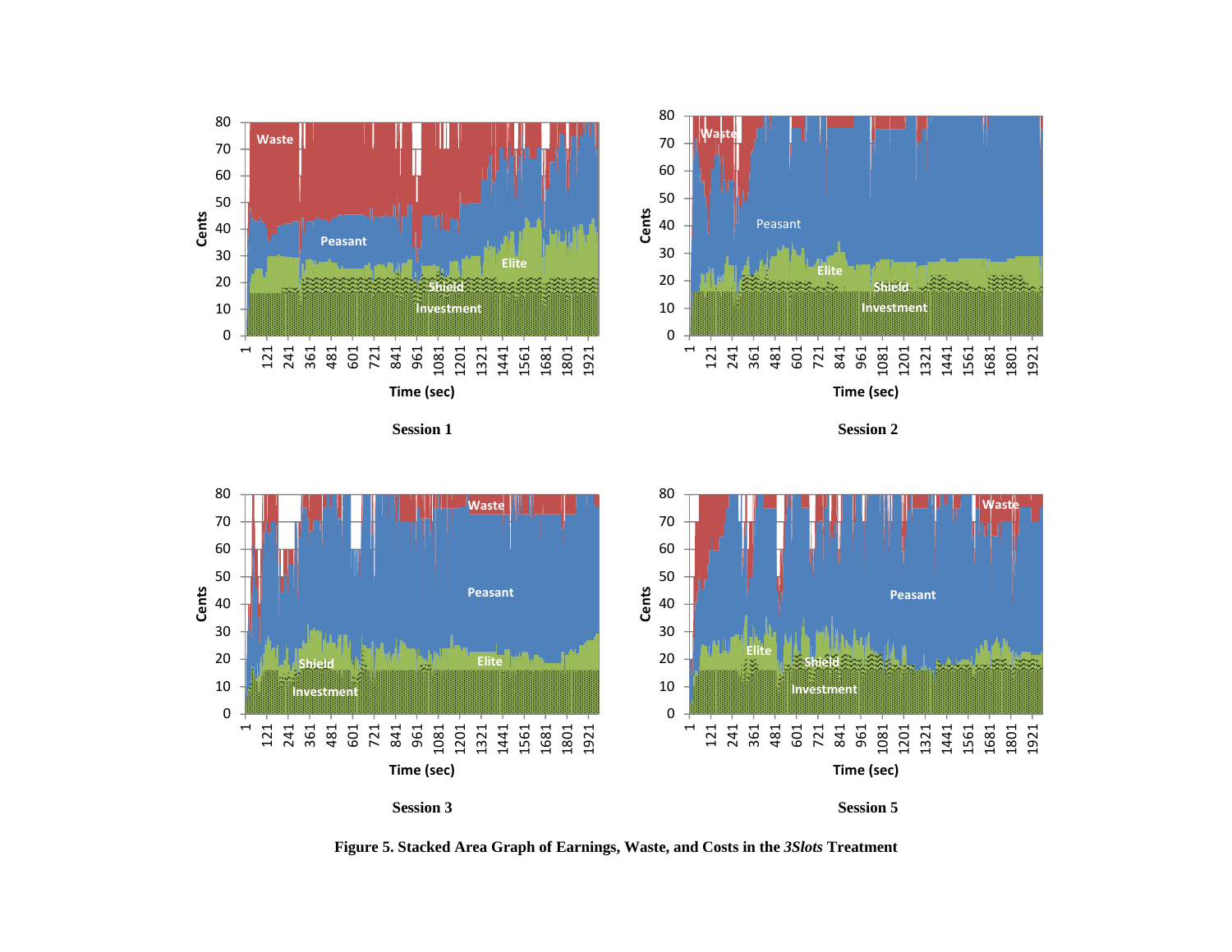Session 1

Session 2

Session 3

Session 5

**Figure 5. Stacked Area Graph of Earnings, Waste, and Costs in the *3Slots* Treatment**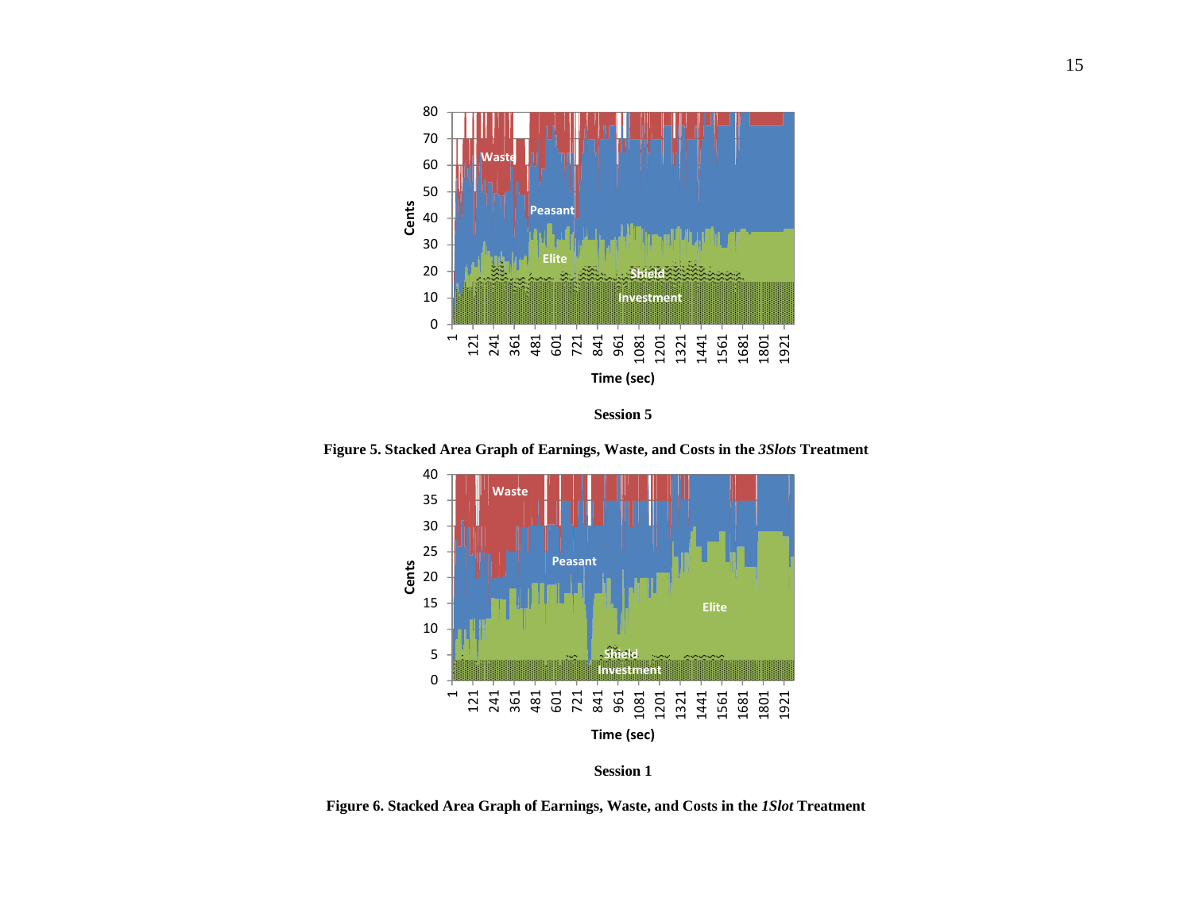Session 5

**Figure 5. Stacked Area Graph of Earnings, Waste, and Costs in the *3Slots* Treatment**

Session 1

**Figure 6. Stacked Area Graph of Earnings, Waste, and Costs in the *1Slot* Treatment**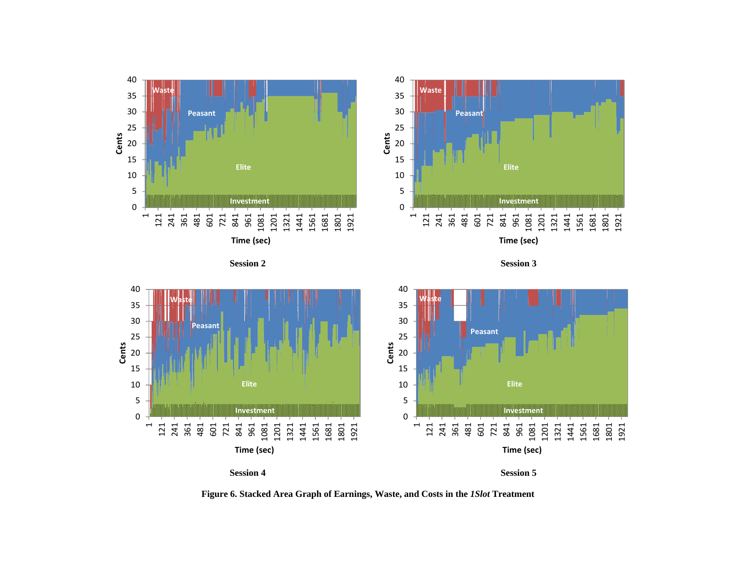Session 2

Session 3

Session 4

Session 5

**Figure 6. Stacked Area Graph of Earnings, Waste, and Costs in the *1Slot* Treatment**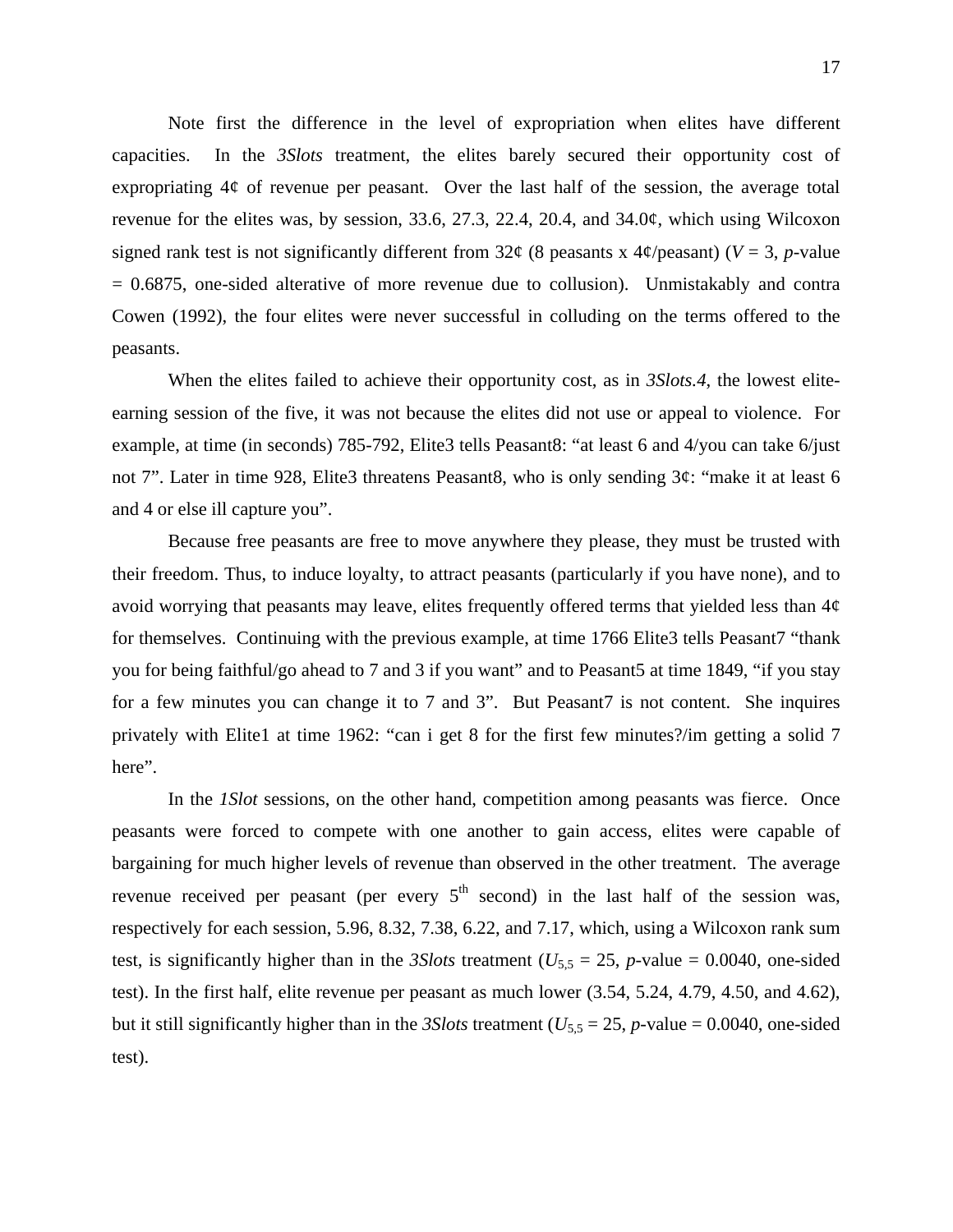Note first the difference in the level of expropriation when elites have different capacities. In the *3Slots* treatment, the elites barely secured their opportunity cost of expropriating 4¢ of revenue per peasant. Over the last half of the session, the average total revenue for the elites was, by session, 33.6, 27.3, 22.4, 20.4, and 34.0¢, which using Wilcoxon signed rank test is not significantly different from 32¢ (8 peasants x 4¢/peasant) ($V = 3$, $p$-value $= 0.6875$, one-sided alterative of more revenue due to collusion). Unmistakably and contra Cowen (1992), the four elites were never successful in colluding on the terms offered to the peasants.

When the elites failed to achieve their opportunity cost, as in *3Slots.4*, the lowest elite-earning session of the five, it was not because the elites did not use or appeal to violence. For example, at time (in seconds) 785-792, Elite3 tells Peasant8: "at least 6 and 4/you can take 6/just not 7". Later in time 928, Elite3 threatens Peasant8, who is only sending 3¢: "make it at least 6 and 4 or else ill capture you".

Because free peasants are free to move anywhere they please, they must be trusted with their freedom. Thus, to induce loyalty, to attract peasants (particularly if you have none), and to avoid worrying that peasants may leave, elites frequently offered terms that yielded less than 4¢ for themselves. Continuing with the previous example, at time 1766 Elite3 tells Peasant7 "thank you for being faithful/go ahead to 7 and 3 if you want" and to Peasant5 at time 1849, "if you stay for a few minutes you can change it to 7 and 3". But Peasant7 is not content. She inquires privately with Elite1 at time 1962: "can i get 8 for the first few minutes?/im getting a solid 7 here".

In the *1Slot* sessions, on the other hand, competition among peasants was fierce. Once peasants were forced to compete with one another to gain access, elites were capable of bargaining for much higher levels of revenue than observed in the other treatment. The average revenue received per peasant (per every $5^{th}$ second) in the last half of the session was, respectively for each session, 5.96, 8.32, 7.38, 6.22, and 7.17, which, using a Wilcoxon rank sum test, is significantly higher than in the *3Slots* treatment ($U_{5,5} = 25$, $p$-value $= 0.0040$, one-sided test). In the first half, elite revenue per peasant as much lower (3.54, 5.24, 4.79, 4.50, and 4.62), but it still significantly higher than in the *3Slots* treatment ($U_{5,5} = 25$, $p$-value $= 0.0040$, one-sided test).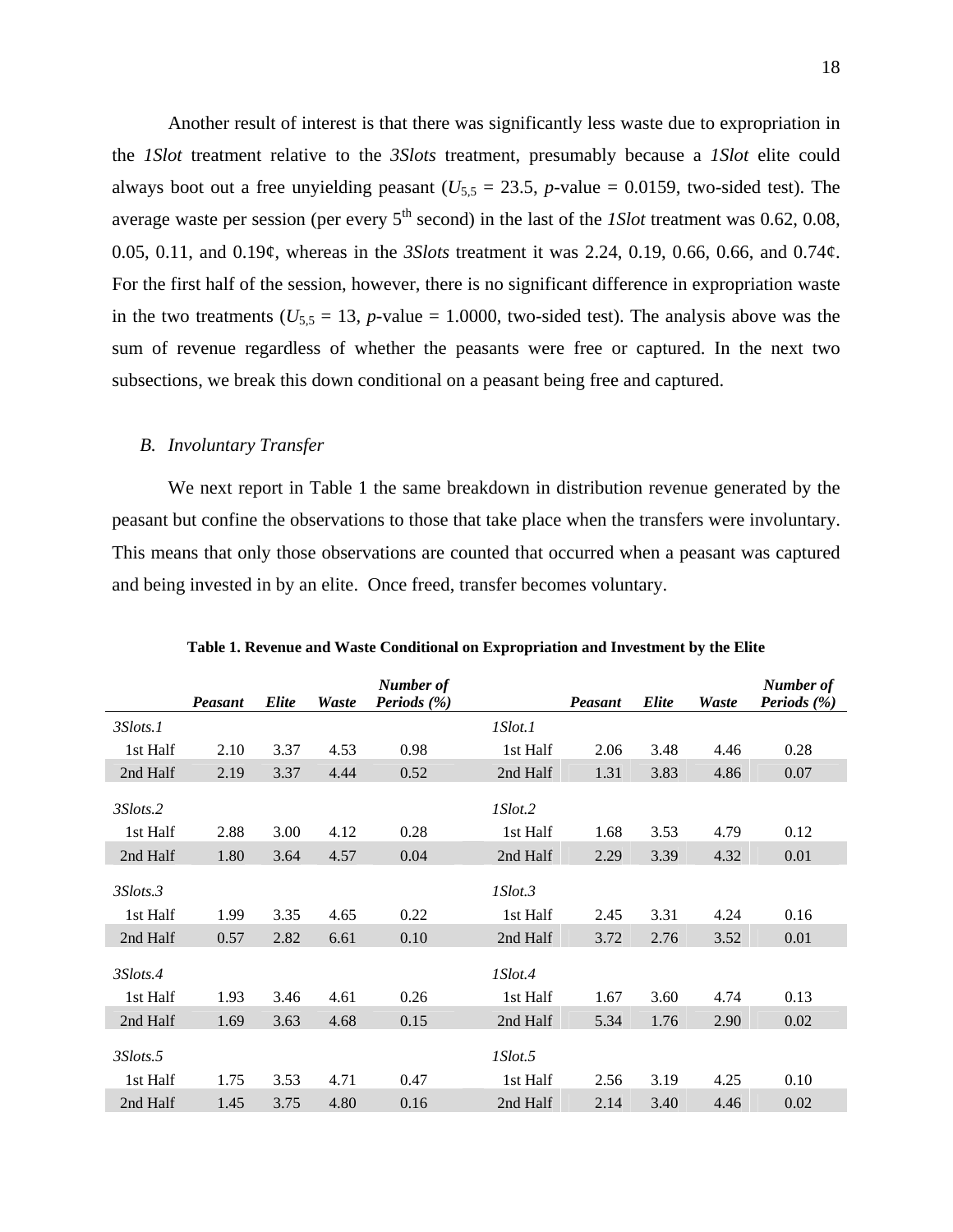Another result of interest is that there was significantly less waste due to expropriation in the *1Slot* treatment relative to the *3Slots* treatment, presumably because a *1Slot* elite could always boot out a free unyielding peasant ($U_{5,5}$ = 23.5, *p*-value = 0.0159, two-sided test). The average waste per session (per every 5th second) in the last of the *1Slot* treatment was 0.62, 0.08, 0.05, 0.11, and 0.19¢, whereas in the *3Slots* treatment it was 2.24, 0.19, 0.66, 0.66, and 0.74¢. For the first half of the session, however, there is no significant difference in expropriation waste in the two treatments ($U_{5,5}$ = 13, *p*-value = 1.0000, two-sided test). The analysis above was the sum of revenue regardless of whether the peasants were free or captured. In the next two subsections, we break this down conditional on a peasant being free and captured.

### B. *Involuntary Transfer*

We next report in Table 1 the same breakdown in distribution revenue generated by the peasant but confine the observations to those that take place when the transfers were involuntary. This means that only those observations are counted that occurred when a peasant was captured and being invested in by an elite. Once freed, transfer becomes voluntary.

**Table 1. Revenue and Waste Conditional on Expropriation and Investment by the Elite**

| | *Peasant* | *Elite* | *Waste* | *Number of Periods (%)* | | *Peasant* | *Elite* | *Waste* | *Number of Periods (%)* |
|---|---|---|---|---|---|---|---|---|---|
| *3Slots.1* | | | | | *1Slot.1* | | | | |
| 1st Half | 2.10 | 3.37 | 4.53 | 0.98 | 1st Half | 2.06 | 3.48 | 4.46 | 0.28 |
| 2nd Half | 2.19 | 3.37 | 4.44 | 0.52 | 2nd Half | 1.31 | 3.83 | 4.86 | 0.07 |
| *3Slots.2* | | | | | *1Slot.2* | | | | |
| 1st Half | 2.88 | 3.00 | 4.12 | 0.28 | 1st Half | 1.68 | 3.53 | 4.79 | 0.12 |
| 2nd Half | 1.80 | 3.64 | 4.57 | 0.04 | 2nd Half | 2.29 | 3.39 | 4.32 | 0.01 |
| *3Slots.3* | | | | | *1Slot.3* | | | | |
| 1st Half | 1.99 | 3.35 | 4.65 | 0.22 | 1st Half | 2.45 | 3.31 | 4.24 | 0.16 |
| 2nd Half | 0.57 | 2.82 | 6.61 | 0.10 | 2nd Half | 3.72 | 2.76 | 3.52 | 0.01 |
| *3Slots.4* | | | | | *1Slot.4* | | | | |
| 1st Half | 1.93 | 3.46 | 4.61 | 0.26 | 1st Half | 1.67 | 3.60 | 4.74 | 0.13 |
| 2nd Half | 1.69 | 3.63 | 4.68 | 0.15 | 2nd Half | 5.34 | 1.76 | 2.90 | 0.02 |
| *3Slots.5* | | | | | *1Slot.5* | | | | |
| 1st Half | 1.75 | 3.53 | 4.71 | 0.47 | 1st Half | 2.56 | 3.19 | 4.25 | 0.10 |
| 2nd Half | 1.45 | 3.75 | 4.80 | 0.16 | 2nd Half | 2.14 | 3.40 | 4.46 | 0.02 |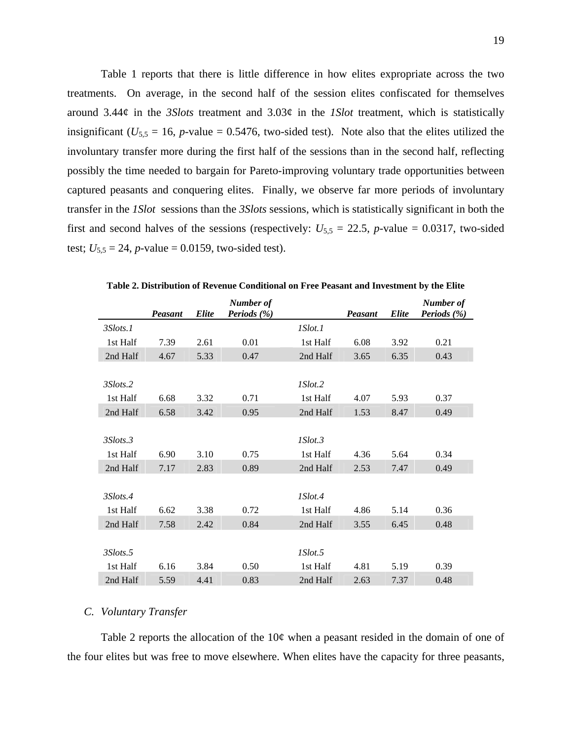Table 1 reports that there is little difference in how elites expropriate across the two treatments. On average, in the second half of the session elites confiscated for themselves around 3.44¢ in the *3Slots* treatment and 3.03¢ in the *1Slot* treatment, which is statistically insignificant ($U_{5,5}$ = 16, *p*-value = 0.5476, two-sided test). Note also that the elites utilized the involuntary transfer more during the first half of the sessions than in the second half, reflecting possibly the time needed to bargain for Pareto-improving voluntary trade opportunities between captured peasants and conquering elites. Finally, we observe far more periods of involuntary transfer in the *1Slot* sessions than the *3Slots* sessions, which is statistically significant in both the first and second halves of the sessions (respectively: $U_{5,5}$ = 22.5, *p*-value = 0.0317, two-sided test; $U_{5,5}$ = 24, *p*-value = 0.0159, two-sided test).

**Table 2. Distribution of Revenue Conditional on Free Peasant and Investment by the Elite**

| | *Peasant* | *Elite* | *Number of Periods (%)* | | *Peasant* | *Elite* | *Number of Periods (%)* |
|---|---|---|---|---|---|---|---|
| *3Slots.1* | | | | *1Slot.1* | | | |
| 1st Half | 7.39 | 2.61 | 0.01 | 1st Half | 6.08 | 3.92 | 0.21 |
| 2nd Half | 4.67 | 5.33 | 0.47 | 2nd Half | 3.65 | 6.35 | 0.43 |
| *3Slots.2* | | | | *1Slot.2* | | | |
| 1st Half | 6.68 | 3.32 | 0.71 | 1st Half | 4.07 | 5.93 | 0.37 |
| 2nd Half | 6.58 | 3.42 | 0.95 | 2nd Half | 1.53 | 8.47 | 0.49 |
| *3Slots.3* | | | | *1Slot.3* | | | |
| 1st Half | 6.90 | 3.10 | 0.75 | 1st Half | 4.36 | 5.64 | 0.34 |
| 2nd Half | 7.17 | 2.83 | 0.89 | 2nd Half | 2.53 | 7.47 | 0.49 |
| *3Slots.4* | | | | *1Slot.4* | | | |
| 1st Half | 6.62 | 3.38 | 0.72 | 1st Half | 4.86 | 5.14 | 0.36 |
| 2nd Half | 7.58 | 2.42 | 0.84 | 2nd Half | 3.55 | 6.45 | 0.48 |
| *3Slots.5* | | | | *1Slot.5* | | | |
| 1st Half | 6.16 | 3.84 | 0.50 | 1st Half | 4.81 | 5.19 | 0.39 |
| 2nd Half | 5.59 | 4.41 | 0.83 | 2nd Half | 2.63 | 7.37 | 0.48 |

### C. *Voluntary Transfer*

Table 2 reports the allocation of the 10¢ when a peasant resided in the domain of one of the four elites but was free to move elsewhere. When elites have the capacity for three peasants,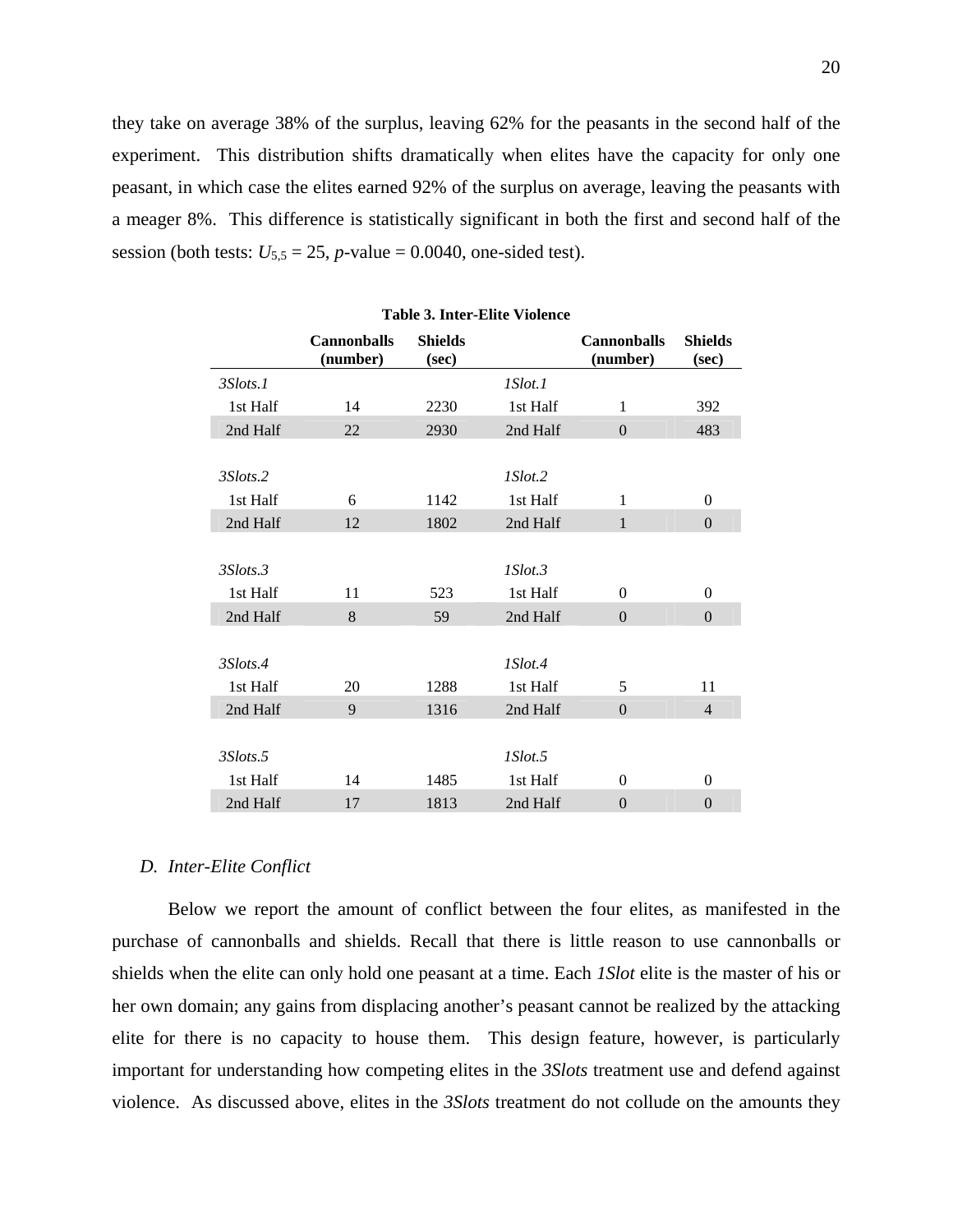they take on average 38% of the surplus, leaving 62% for the peasants in the second half of the experiment. This distribution shifts dramatically when elites have the capacity for only one peasant, in which case the elites earned 92% of the surplus on average, leaving the peasants with a meager 8%. This difference is statistically significant in both the first and second half of the session (both tests: $U_{5,5} = 25$, $p$-value = 0.0040, one-sided test).

**Table 3. Inter-Elite Violence**

| | Cannonballs (number) | Shields (sec) | | Cannonballs (number) | Shields (sec) |
|---|---|---|---|---|---|
| *3Slots.1* | | | *1Slot.1* | | |
| 1st Half | 14 | 2230 | 1st Half | 1 | 392 |
| 2nd Half | 22 | 2930 | 2nd Half | 0 | 483 |
| *3Slots.2* | | | *1Slot.2* | | |
| 1st Half | 6 | 1142 | 1st Half | 1 | 0 |
| 2nd Half | 12 | 1802 | 2nd Half | 1 | 0 |
| *3Slots.3* | | | *1Slot.3* | | |
| 1st Half | 11 | 523 | 1st Half | 0 | 0 |
| 2nd Half | 8 | 59 | 2nd Half | 0 | 0 |
| *3Slots.4* | | | *1Slot.4* | | |
| 1st Half | 20 | 1288 | 1st Half | 5 | 11 |
| 2nd Half | 9 | 1316 | 2nd Half | 0 | 4 |
| *3Slots.5* | | | *1Slot.5* | | |
| 1st Half | 14 | 1485 | 1st Half | 0 | 0 |
| 2nd Half | 17 | 1813 | 2nd Half | 0 | 0 |

### D. *Inter-Elite Conflict*

Below we report the amount of conflict between the four elites, as manifested in the purchase of cannonballs and shields. Recall that there is little reason to use cannonballs or shields when the elite can only hold one peasant at a time. Each *1Slot* elite is the master of his or her own domain; any gains from displacing another's peasant cannot be realized by the attacking elite for there is no capacity to house them. This design feature, however, is particularly important for understanding how competing elites in the *3Slots* treatment use and defend against violence. As discussed above, elites in the *3Slots* treatment do not collude on the amounts they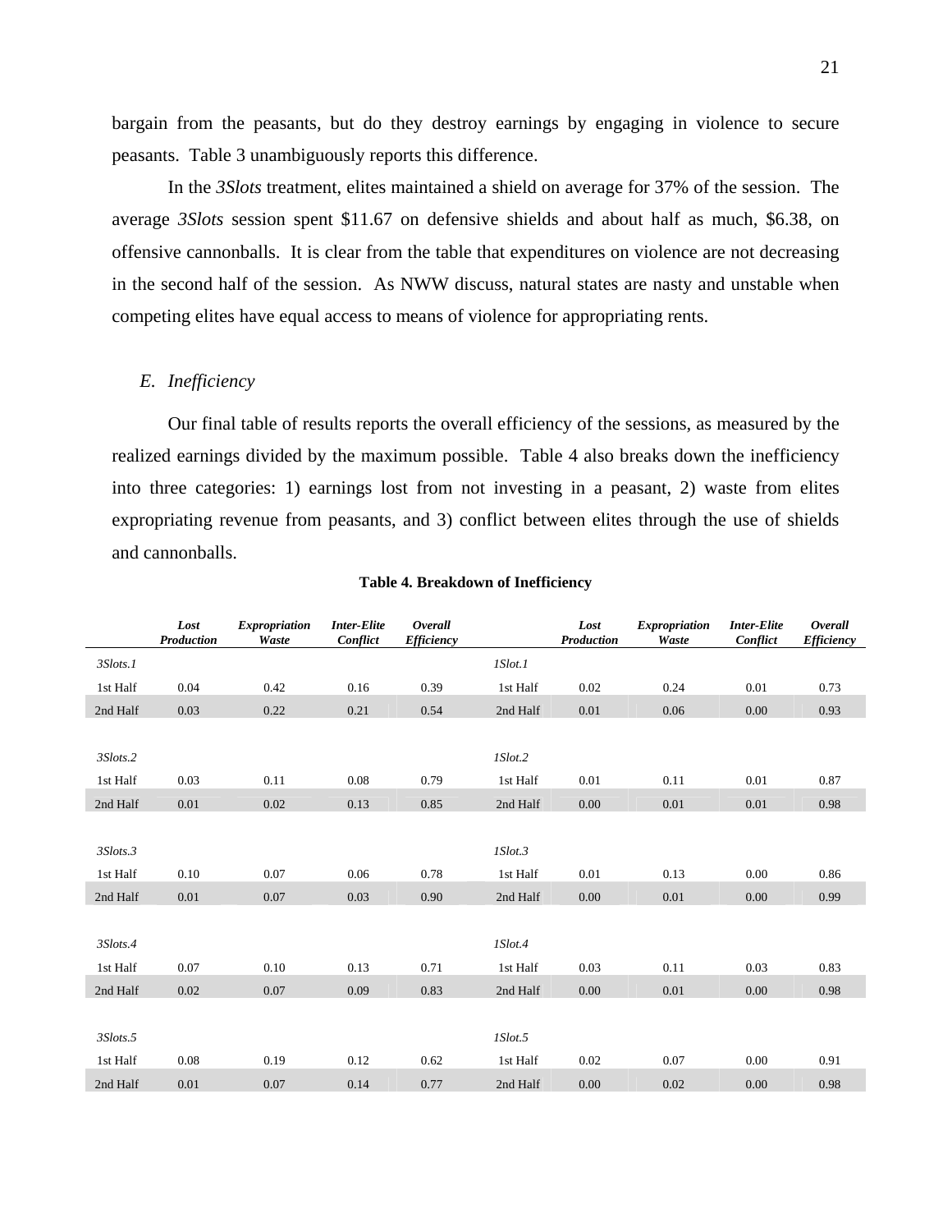bargain from the peasants, but do they destroy earnings by engaging in violence to secure peasants. Table 3 unambiguously reports this difference.

In the *3Slots* treatment, elites maintained a shield on average for 37% of the session. The average *3Slots* session spent $11.67 on defensive shields and about half as much, $6.38, on offensive cannonballs. It is clear from the table that expenditures on violence are not decreasing in the second half of the session. As NWW discuss, natural states are nasty and unstable when competing elites have equal access to means of violence for appropriating rents.

### *E. Inefficiency*

Our final table of results reports the overall efficiency of the sessions, as measured by the realized earnings divided by the maximum possible. Table 4 also breaks down the inefficiency into three categories: 1) earnings lost from not investing in a peasant, 2) waste from elites expropriating revenue from peasants, and 3) conflict between elites through the use of shields and cannonballs.

**Table 4. Breakdown of Inefficiency**

| | *Lost Production* | *Expropriation Waste* | *Inter-Elite Conflict* | *Overall Efficiency* | | *Lost Production* | *Expropriation Waste* | *Inter-Elite Conflict* | *Overall Efficiency* |
|---|---|---|---|---|---|---|---|---|---|
| *3Slots.1* | | | | | *1Slot.1* | | | | |
| 1st Half | 0.04 | 0.42 | 0.16 | 0.39 | 1st Half | 0.02 | 0.24 | 0.01 | 0.73 |
| 2nd Half | 0.03 | 0.22 | 0.21 | 0.54 | 2nd Half | 0.01 | 0.06 | 0.00 | 0.93 |
| *3Slots.2* | | | | | *1Slot.2* | | | | |
| 1st Half | 0.03 | 0.11 | 0.08 | 0.79 | 1st Half | 0.01 | 0.11 | 0.01 | 0.87 |
| 2nd Half | 0.01 | 0.02 | 0.13 | 0.85 | 2nd Half | 0.00 | 0.01 | 0.01 | 0.98 |
| *3Slots.3* | | | | | *1Slot.3* | | | | |
| 1st Half | 0.10 | 0.07 | 0.06 | 0.78 | 1st Half | 0.01 | 0.13 | 0.00 | 0.86 |
| 2nd Half | 0.01 | 0.07 | 0.03 | 0.90 | 2nd Half | 0.00 | 0.01 | 0.00 | 0.99 |
| *3Slots.4* | | | | | *1Slot.4* | | | | |
| 1st Half | 0.07 | 0.10 | 0.13 | 0.71 | 1st Half | 0.03 | 0.11 | 0.03 | 0.83 |
| 2nd Half | 0.02 | 0.07 | 0.09 | 0.83 | 2nd Half | 0.00 | 0.01 | 0.00 | 0.98 |
| *3Slots.5* | | | | | *1Slot.5* | | | | |
| 1st Half | 0.08 | 0.19 | 0.12 | 0.62 | 1st Half | 0.02 | 0.07 | 0.00 | 0.91 |
| 2nd Half | 0.01 | 0.07 | 0.14 | 0.77 | 2nd Half | 0.00 | 0.02 | 0.00 | 0.98 |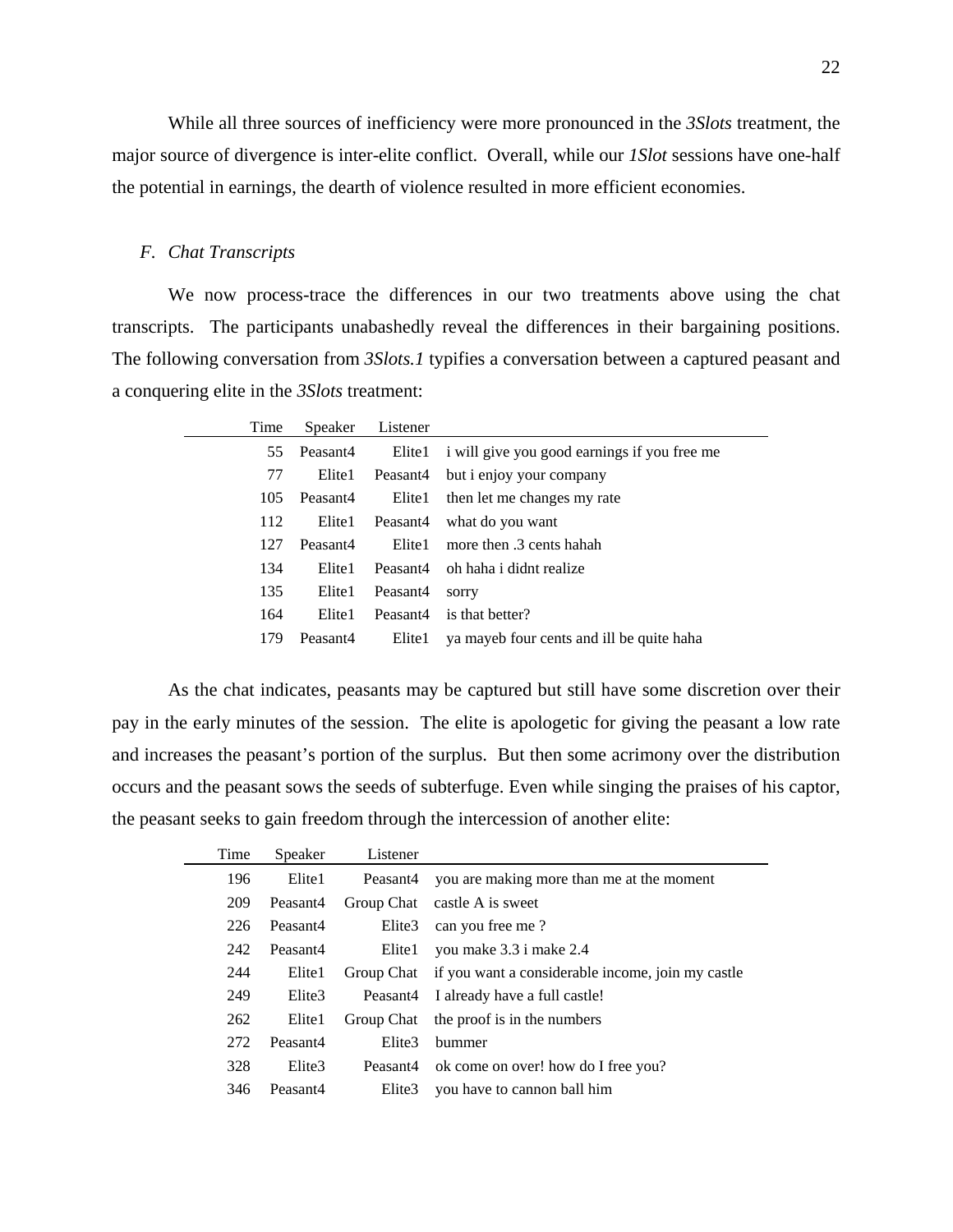While all three sources of inefficiency were more pronounced in the *3Slots* treatment, the major source of divergence is inter-elite conflict. Overall, while our *1Slot* sessions have one-half the potential in earnings, the dearth of violence resulted in more efficient economies.

### *F. Chat Transcripts*

We now process-trace the differences in our two treatments above using the chat transcripts. The participants unabashedly reveal the differences in their bargaining positions. The following conversation from *3Slots.1* typifies a conversation between a captured peasant and a conquering elite in the *3Slots* treatment:

| Time | Speaker | Listener | |
|---|---|---|---|
| 55 | Peasant4 | Elite1 | i will give you good earnings if you free me |
| 77 | Elite1 | Peasant4 | but i enjoy your company |
| 105 | Peasant4 | Elite1 | then let me changes my rate |
| 112 | Elite1 | Peasant4 | what do you want |
| 127 | Peasant4 | Elite1 | more then .3 cents hahah |
| 134 | Elite1 | Peasant4 | oh haha i didnt realize |
| 135 | Elite1 | Peasant4 | sorry |
| 164 | Elite1 | Peasant4 | is that better? |
| 179 | Peasant4 | Elite1 | ya mayeb four cents and ill be quite haha |

As the chat indicates, peasants may be captured but still have some discretion over their pay in the early minutes of the session. The elite is apologetic for giving the peasant a low rate and increases the peasant's portion of the surplus. But then some acrimony over the distribution occurs and the peasant sows the seeds of subterfuge. Even while singing the praises of his captor, the peasant seeks to gain freedom through the intercession of another elite:

| Time | Speaker | Listener | |
|---|---|---|---|
| 196 | Elite1 | Peasant4 | you are making more than me at the moment |
| 209 | Peasant4 | Group Chat | castle A is sweet |
| 226 | Peasant4 | Elite3 | can you free me ? |
| 242 | Peasant4 | Elite1 | you make 3.3 i make 2.4 |
| 244 | Elite1 | Group Chat | if you want a considerable income, join my castle |
| 249 | Elite3 | Peasant4 | I already have a full castle! |
| 262 | Elite1 | Group Chat | the proof is in the numbers |
| 272 | Peasant4 | Elite3 | bummer |
| 328 | Elite3 | Peasant4 | ok come on over! how do I free you? |
| 346 | Peasant4 | Elite3 | you have to cannon ball him |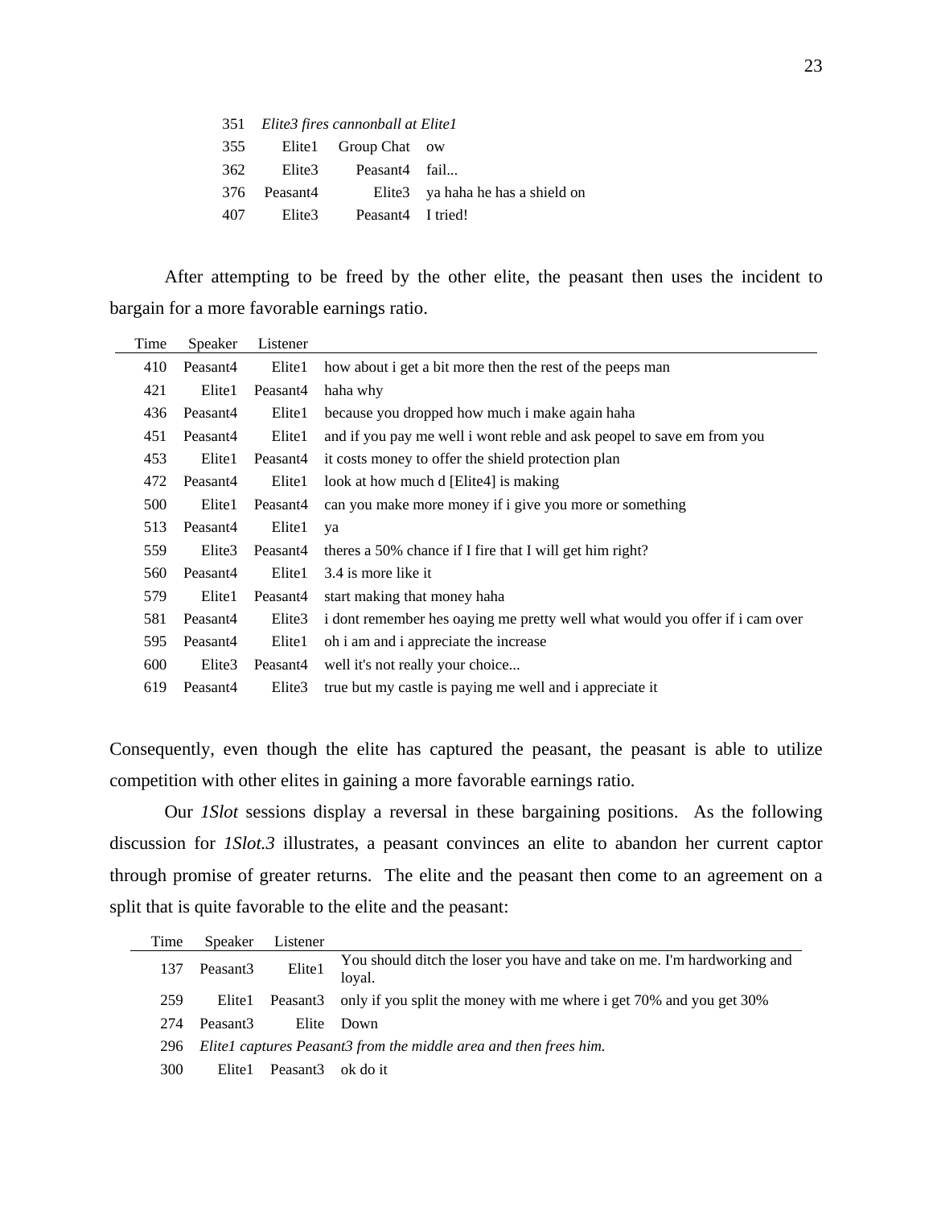| | | | |
|---|---|---|---|
| 351 | *Elite3 fires cannonball at Elite1* | | |
| 355 | Elite1 | Group Chat | ow |
| 362 | Elite3 | Peasant4 | fail... |
| 376 | Peasant4 | Elite3 | ya haha he has a shield on |
| 407 | Elite3 | Peasant4 | I tried! |

After attempting to be freed by the other elite, the peasant then uses the incident to bargain for a more favorable earnings ratio.

| Time | Speaker | Listener | |
|---|---|---|---|
| 410 | Peasant4 | Elite1 | how about i get a bit more then the rest of the peeps man |
| 421 | Elite1 | Peasant4 | haha why |
| 436 | Peasant4 | Elite1 | because you dropped how much i make again haha |
| 451 | Peasant4 | Elite1 | and if you pay me well i wont reble and ask peopel to save em from you |
| 453 | Elite1 | Peasant4 | it costs money to offer the shield protection plan |
| 472 | Peasant4 | Elite1 | look at how much d [Elite4] is making |
| 500 | Elite1 | Peasant4 | can you make more money if i give you more or something |
| 513 | Peasant4 | Elite1 | ya |
| 559 | Elite3 | Peasant4 | theres a 50% chance if I fire that I will get him right? |
| 560 | Peasant4 | Elite1 | 3.4 is more like it |
| 579 | Elite1 | Peasant4 | start making that money haha |
| 581 | Peasant4 | Elite3 | i dont remember hes oaying me pretty well what would you offer if i cam over |
| 595 | Peasant4 | Elite1 | oh i am and i appreciate the increase |
| 600 | Elite3 | Peasant4 | well it's not really your choice... |
| 619 | Peasant4 | Elite3 | true but my castle is paying me well and i appreciate it |

Consequently, even though the elite has captured the peasant, the peasant is able to utilize competition with other elites in gaining a more favorable earnings ratio.

Our *1Slot* sessions display a reversal in these bargaining positions. As the following discussion for *1Slot.3* illustrates, a peasant convinces an elite to abandon her current captor through promise of greater returns. The elite and the peasant then come to an agreement on a split that is quite favorable to the elite and the peasant:

| Time | Speaker | Listener | |
|---|---|---|---|
| 137 | Peasant3 | Elite1 | You should ditch the loser you have and take on me. I'm hardworking and loyal. |
| 259 | Elite1 | Peasant3 | only if you split the money with me where i get 70% and you get 30% |
| 274 | Peasant3 | Elite | Down |
| 296 | *Elite1 captures Peasant3 from the middle area and then frees him.* | | |
| 300 | Elite1 | Peasant3 | ok do it |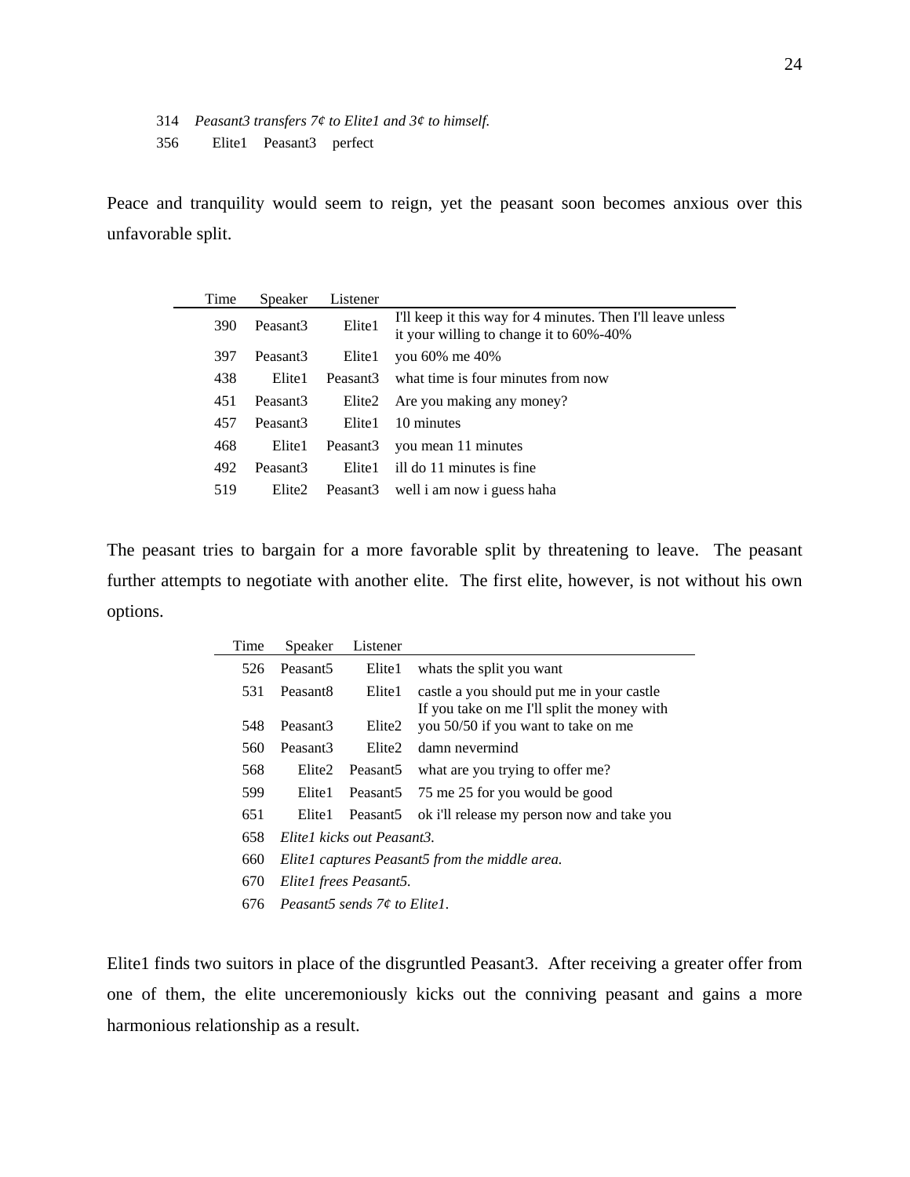314 *Peasant3 transfers 7¢ to Elite1 and 3¢ to himself.*

356 Elite1 Peasant3 perfect

Peace and tranquility would seem to reign, yet the peasant soon becomes anxious over this unfavorable split.

| Time | Speaker | Listener | |
|---|---|---|---|
| 390 | Peasant3 | Elite1 | I'll keep it this way for 4 minutes. Then I'll leave unless it your willing to change it to 60%-40% |
| 397 | Peasant3 | Elite1 | you 60% me 40% |
| 438 | Elite1 | Peasant3 | what time is four minutes from now |
| 451 | Peasant3 | Elite2 | Are you making any money? |
| 457 | Peasant3 | Elite1 | 10 minutes |
| 468 | Elite1 | Peasant3 | you mean 11 minutes |
| 492 | Peasant3 | Elite1 | ill do 11 minutes is fine |
| 519 | Elite2 | Peasant3 | well i am now i guess haha |

The peasant tries to bargain for a more favorable split by threatening to leave. The peasant further attempts to negotiate with another elite. The first elite, however, is not without his own options.

| Time | Speaker | Listener | |
|---|---|---|---|
| 526 | Peasant5 | Elite1 | whats the split you want |
| 531 | Peasant8 | Elite1 | castle a you should put me in your castle |
| 548 | Peasant3 | Elite2 | If you take on me I'll split the money with you 50/50 if you want to take on me |
| 560 | Peasant3 | Elite2 | damn nevermind |
| 568 | Elite2 | Peasant5 | what are you trying to offer me? |
| 599 | Elite1 | Peasant5 | 75 me 25 for you would be good |
| 651 | Elite1 | Peasant5 | ok i'll release my person now and take you |
| 658 | *Elite1 kicks out Peasant3.* | | |
| 660 | *Elite1 captures Peasant5 from the middle area.* | | |
| 670 | *Elite1 frees Peasant5.* | | |
| 676 | *Peasant5 sends 7¢ to Elite1.* | | |

Elite1 finds two suitors in place of the disgruntled Peasant3. After receiving a greater offer from one of them, the elite unceremoniously kicks out the conniving peasant and gains a more harmonious relationship as a result.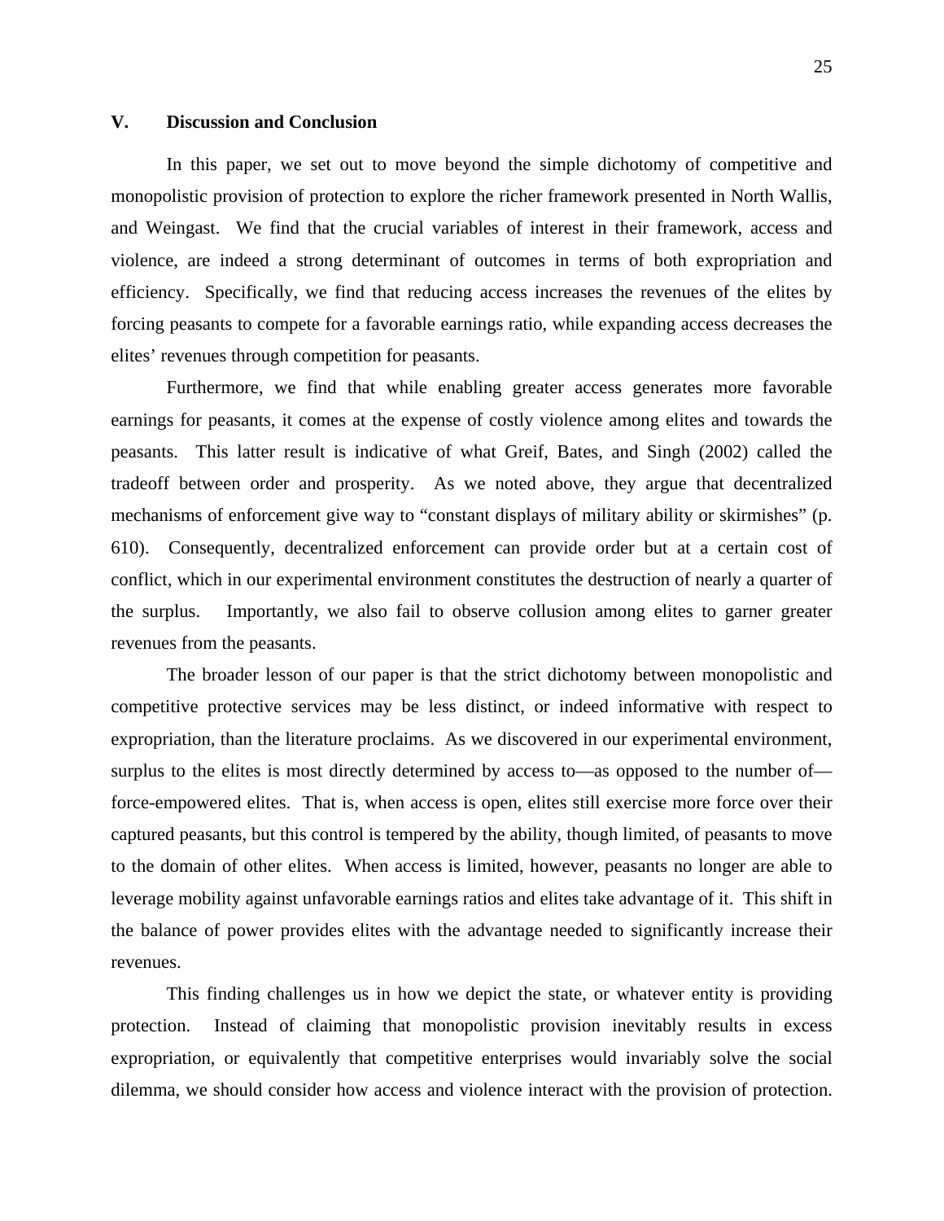## V. Discussion and Conclusion

In this paper, we set out to move beyond the simple dichotomy of competitive and monopolistic provision of protection to explore the richer framework presented in North Wallis, and Weingast. We find that the crucial variables of interest in their framework, access and violence, are indeed a strong determinant of outcomes in terms of both expropriation and efficiency. Specifically, we find that reducing access increases the revenues of the elites by forcing peasants to compete for a favorable earnings ratio, while expanding access decreases the elites' revenues through competition for peasants.

Furthermore, we find that while enabling greater access generates more favorable earnings for peasants, it comes at the expense of costly violence among elites and towards the peasants. This latter result is indicative of what Greif, Bates, and Singh (2002) called the tradeoff between order and prosperity. As we noted above, they argue that decentralized mechanisms of enforcement give way to "constant displays of military ability or skirmishes" (p. 610). Consequently, decentralized enforcement can provide order but at a certain cost of conflict, which in our experimental environment constitutes the destruction of nearly a quarter of the surplus. Importantly, we also fail to observe collusion among elites to garner greater revenues from the peasants.

The broader lesson of our paper is that the strict dichotomy between monopolistic and competitive protective services may be less distinct, or indeed informative with respect to expropriation, than the literature proclaims. As we discovered in our experimental environment, surplus to the elites is most directly determined by access to—as opposed to the number of—force-empowered elites. That is, when access is open, elites still exercise more force over their captured peasants, but this control is tempered by the ability, though limited, of peasants to move to the domain of other elites. When access is limited, however, peasants no longer are able to leverage mobility against unfavorable earnings ratios and elites take advantage of it. This shift in the balance of power provides elites with the advantage needed to significantly increase their revenues.

This finding challenges us in how we depict the state, or whatever entity is providing protection. Instead of claiming that monopolistic provision inevitably results in excess expropriation, or equivalently that competitive enterprises would invariably solve the social dilemma, we should consider how access and violence interact with the provision of protection.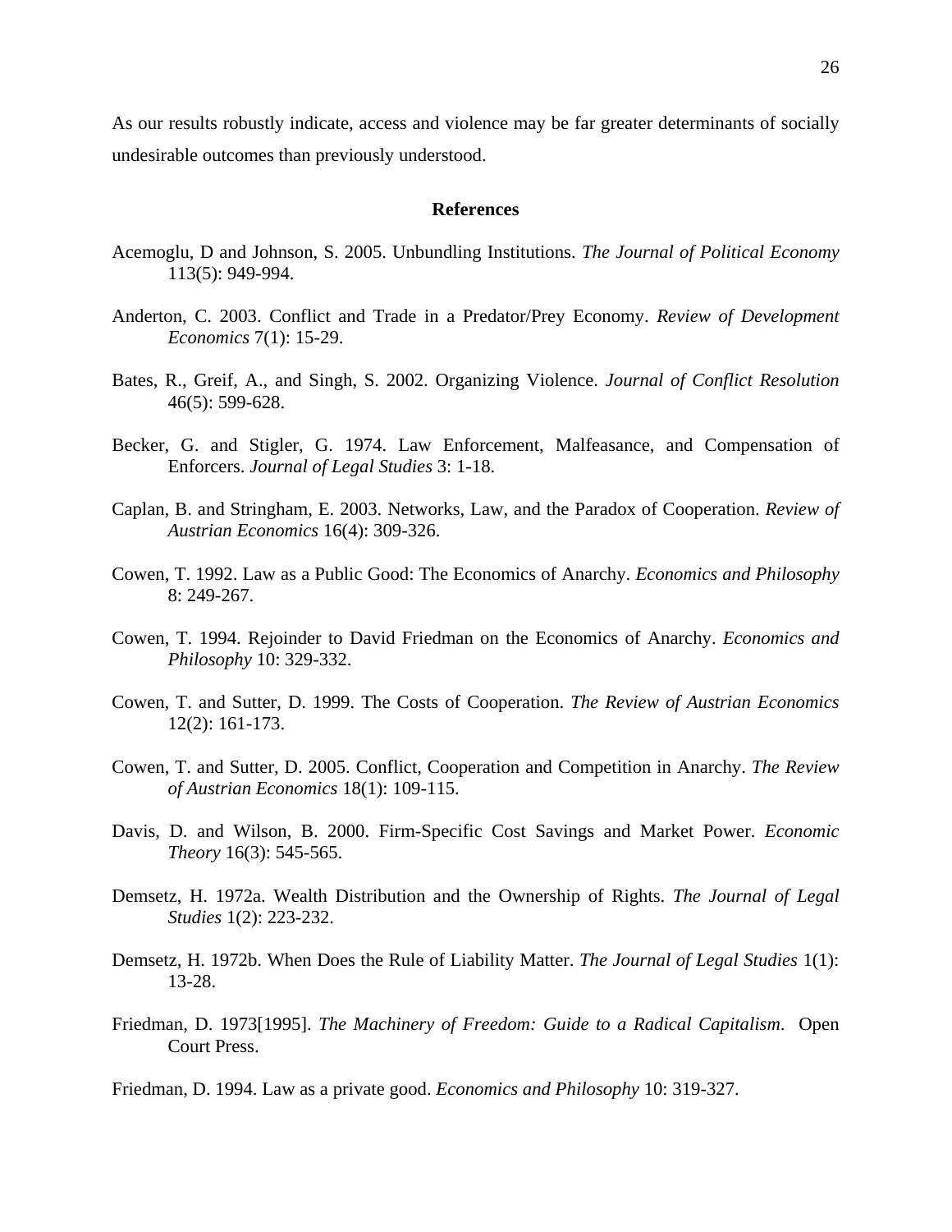As our results robustly indicate, access and violence may be far greater determinants of socially undesirable outcomes than previously understood.

## References

Acemoglu, D and Johnson, S. 2005. Unbundling Institutions. *The Journal of Political Economy* 113(5): 949-994.

Anderton, C. 2003. Conflict and Trade in a Predator/Prey Economy. *Review of Development Economics* 7(1): 15-29.

Bates, R., Greif, A., and Singh, S. 2002. Organizing Violence. *Journal of Conflict Resolution* 46(5): 599-628.

Becker, G. and Stigler, G. 1974. Law Enforcement, Malfeasance, and Compensation of Enforcers. *Journal of Legal Studies* 3: 1-18.

Caplan, B. and Stringham, E. 2003. Networks, Law, and the Paradox of Cooperation. *Review of Austrian Economics* 16(4): 309-326.

Cowen, T. 1992. Law as a Public Good: The Economics of Anarchy. *Economics and Philosophy* 8: 249-267.

Cowen, T. 1994. Rejoinder to David Friedman on the Economics of Anarchy. *Economics and Philosophy* 10: 329-332.

Cowen, T. and Sutter, D. 1999. The Costs of Cooperation. *The Review of Austrian Economics* 12(2): 161-173.

Cowen, T. and Sutter, D. 2005. Conflict, Cooperation and Competition in Anarchy. *The Review of Austrian Economics* 18(1): 109-115.

Davis, D. and Wilson, B. 2000. Firm-Specific Cost Savings and Market Power. *Economic Theory* 16(3): 545-565.

Demsetz, H. 1972a. Wealth Distribution and the Ownership of Rights. *The Journal of Legal Studies* 1(2): 223-232.

Demsetz, H. 1972b. When Does the Rule of Liability Matter. *The Journal of Legal Studies* 1(1): 13-28.

Friedman, D. 1973[1995]. *The Machinery of Freedom: Guide to a Radical Capitalism*. Open Court Press.

Friedman, D. 1994. Law as a private good. *Economics and Philosophy* 10: 319-327.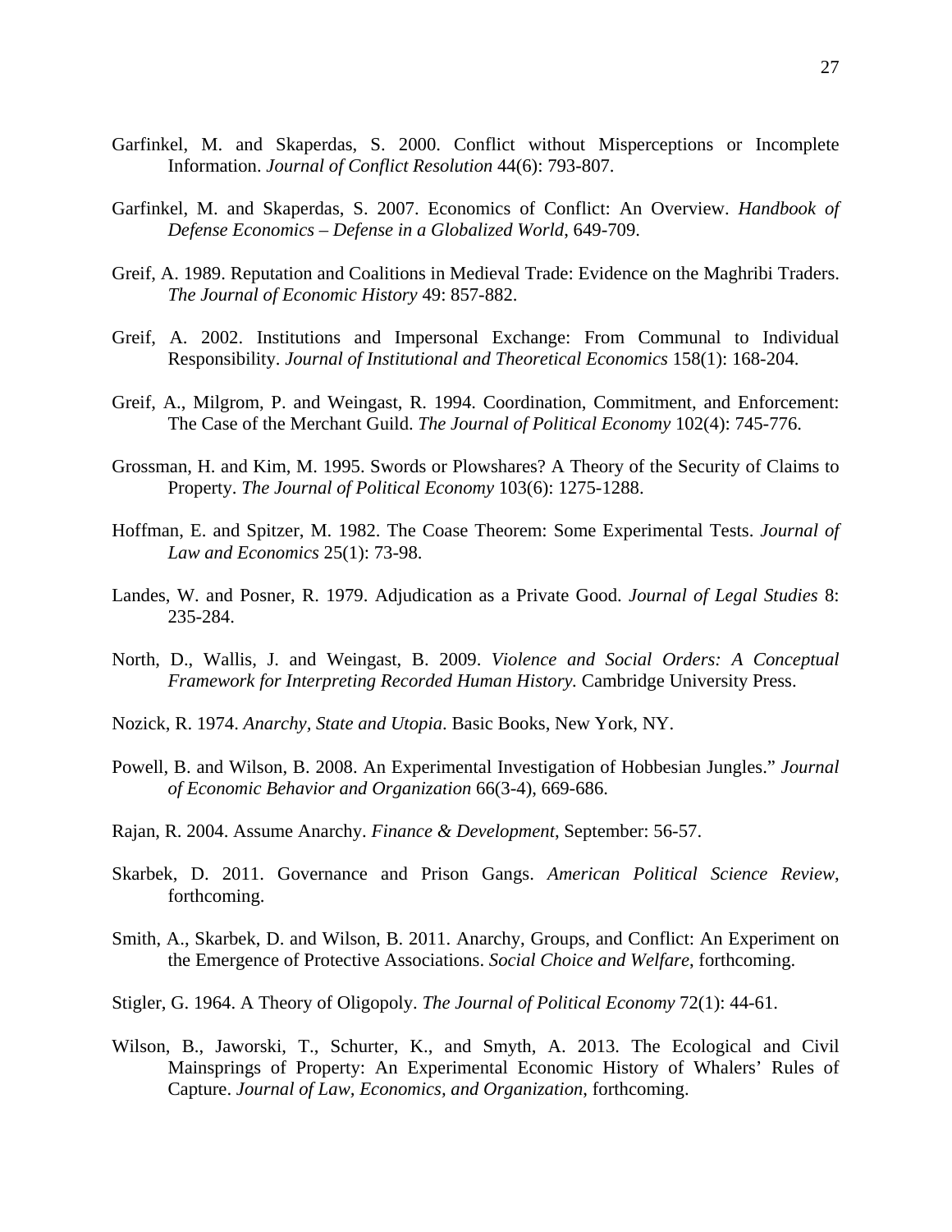Garfinkel, M. and Skaperdas, S. 2000. Conflict without Misperceptions or Incomplete Information. *Journal of Conflict Resolution* 44(6): 793-807.

Garfinkel, M. and Skaperdas, S. 2007. Economics of Conflict: An Overview. *Handbook of Defense Economics – Defense in a Globalized World*, 649-709.

Greif, A. 1989. Reputation and Coalitions in Medieval Trade: Evidence on the Maghribi Traders. *The Journal of Economic History* 49: 857-882.

Greif, A. 2002. Institutions and Impersonal Exchange: From Communal to Individual Responsibility. *Journal of Institutional and Theoretical Economics* 158(1): 168-204.

Greif, A., Milgrom, P. and Weingast, R. 1994. Coordination, Commitment, and Enforcement: The Case of the Merchant Guild. *The Journal of Political Economy* 102(4): 745-776.

Grossman, H. and Kim, M. 1995. Swords or Plowshares? A Theory of the Security of Claims to Property. *The Journal of Political Economy* 103(6): 1275-1288.

Hoffman, E. and Spitzer, M. 1982. The Coase Theorem: Some Experimental Tests. *Journal of Law and Economics* 25(1): 73-98.

Landes, W. and Posner, R. 1979. Adjudication as a Private Good. *Journal of Legal Studies* 8: 235-284.

North, D., Wallis, J. and Weingast, B. 2009. *Violence and Social Orders: A Conceptual Framework for Interpreting Recorded Human History.* Cambridge University Press.

Nozick, R. 1974. *Anarchy, State and Utopia*. Basic Books, New York, NY.

Powell, B. and Wilson, B. 2008. An Experimental Investigation of Hobbesian Jungles." *Journal of Economic Behavior and Organization* 66(3-4), 669-686.

Rajan, R. 2004. Assume Anarchy. *Finance & Development*, September: 56-57.

Skarbek, D. 2011. Governance and Prison Gangs. *American Political Science Review*, forthcoming.

Smith, A., Skarbek, D. and Wilson, B. 2011. Anarchy, Groups, and Conflict: An Experiment on the Emergence of Protective Associations. *Social Choice and Welfare*, forthcoming.

Stigler, G. 1964. A Theory of Oligopoly. *The Journal of Political Economy* 72(1): 44-61.

Wilson, B., Jaworski, T., Schurter, K., and Smyth, A. 2013. The Ecological and Civil Mainsprings of Property: An Experimental Economic History of Whalers' Rules of Capture. *Journal of Law, Economics, and Organization*, forthcoming.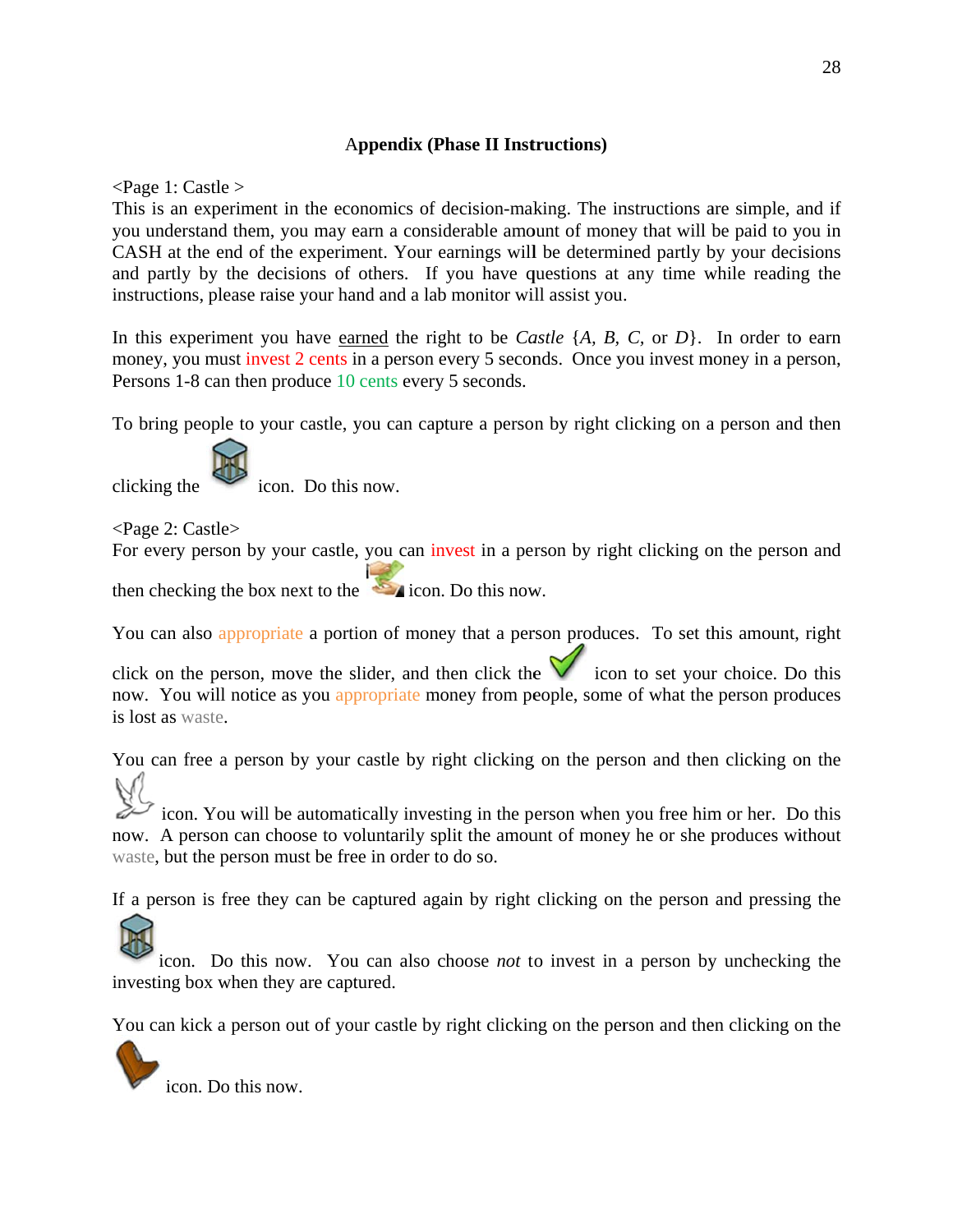## Appendix (Phase II Instructions)

<Page 1: Castle >
This is an experiment in the economics of decision-making. The instructions are simple, and if you understand them, you may earn a considerable amount of money that will be paid to you in CASH at the end of the experiment. Your earnings will be determined partly by your decisions and partly by the decisions of others. If you have questions at any time while reading the instructions, please raise your hand and a lab monitor will assist you.

In this experiment you have earned the right to be *Castle* {*A*, *B*, *C*, or *D*}. In order to earn money, you must invest 2 cents in a person every 5 seconds. Once you invest money in a person, Persons 1-8 can then produce 10 cents every 5 seconds.

To bring people to your castle, you can capture a person by right clicking on a person and then clicking the icon. Do this now.

<Page 2: Castle>
For every person by your castle, you can invest in a person by right clicking on the person and then checking the box next to the icon. Do this now.

You can also appropriate a portion of money that a person produces. To set this amount, right click on the person, move the slider, and then click the icon to set your choice. Do this now. You will notice as you appropriate money from people, some of what the person produces is lost as waste.

You can free a person by your castle by right clicking on the person and then clicking on the icon. You will be automatically investing in the person when you free him or her. Do this now. A person can choose to voluntarily split the amount of money he or she produces without waste, but the person must be free in order to do so.

If a person is free they can be captured again by right clicking on the person and pressing the icon. Do this now. You can also choose *not* to invest in a person by unchecking the investing box when they are captured.

You can kick a person out of your castle by right clicking on the person and then clicking on the icon. Do this now.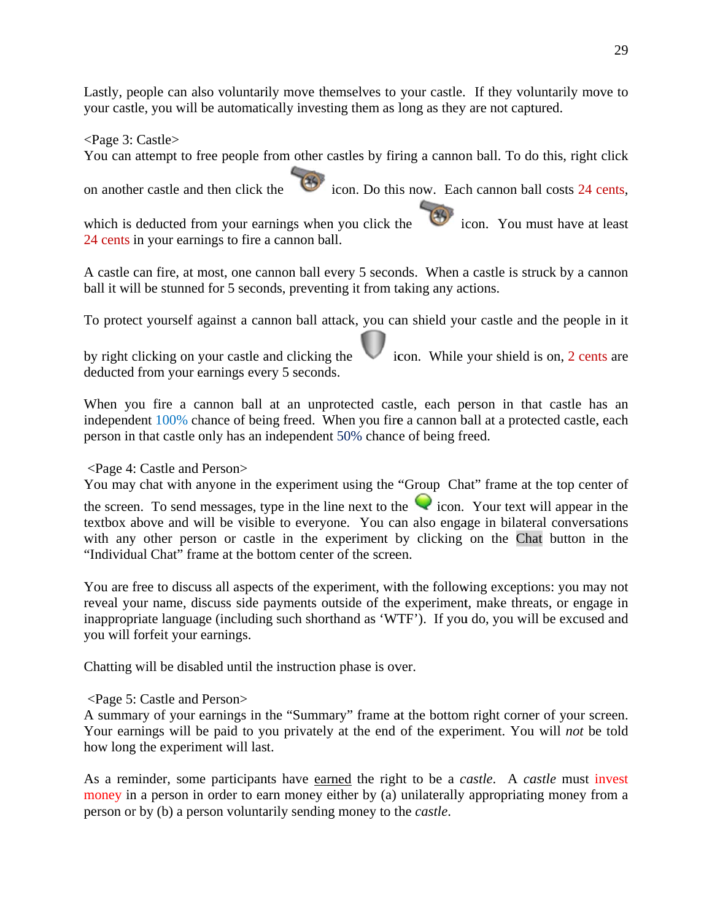Lastly, people can also voluntarily move themselves to your castle. If they voluntarily move to your castle, you will be automatically investing them as long as they are not captured.

<Page 3: Castle>
You can attempt to free people from other castles by firing a cannon ball. To do this, right click on another castle and then click the icon. Do this now. Each cannon ball costs 24 cents, which is deducted from your earnings when you click the icon. You must have at least 24 cents in your earnings to fire a cannon ball.

A castle can fire, at most, one cannon ball every 5 seconds. When a castle is struck by a cannon ball it will be stunned for 5 seconds, preventing it from taking any actions.

To protect yourself against a cannon ball attack, you can shield your castle and the people in it by right clicking on your castle and clicking the icon. While your shield is on, 2 cents are deducted from your earnings every 5 seconds.

When you fire a cannon ball at an unprotected castle, each person in that castle has an independent 100% chance of being freed. When you fire a cannon ball at a protected castle, each person in that castle only has an independent 50% chance of being freed.

<Page 4: Castle and Person>
You may chat with anyone in the experiment using the "Group Chat" frame at the top center of the screen. To send messages, type in the line next to the icon. Your text will appear in the textbox above and will be visible to everyone. You can also engage in bilateral conversations with any other person or castle in the experiment by clicking on the Chat button in the "Individual Chat" frame at the bottom center of the screen.

You are free to discuss all aspects of the experiment, with the following exceptions: you may not reveal your name, discuss side payments outside of the experiment, make threats, or engage in inappropriate language (including such shorthand as 'WTF'). If you do, you will be excused and you will forfeit your earnings.

Chatting will be disabled until the instruction phase is over.

<Page 5: Castle and Person>
A summary of your earnings in the "Summary" frame at the bottom right corner of your screen. Your earnings will be paid to you privately at the end of the experiment. You will *not* be told how long the experiment will last.

As a reminder, some participants have earned the right to be a *castle*. A *castle* must invest money in a person in order to earn money either by (a) unilaterally appropriating money from a person or by (b) a person voluntarily sending money to the *castle*.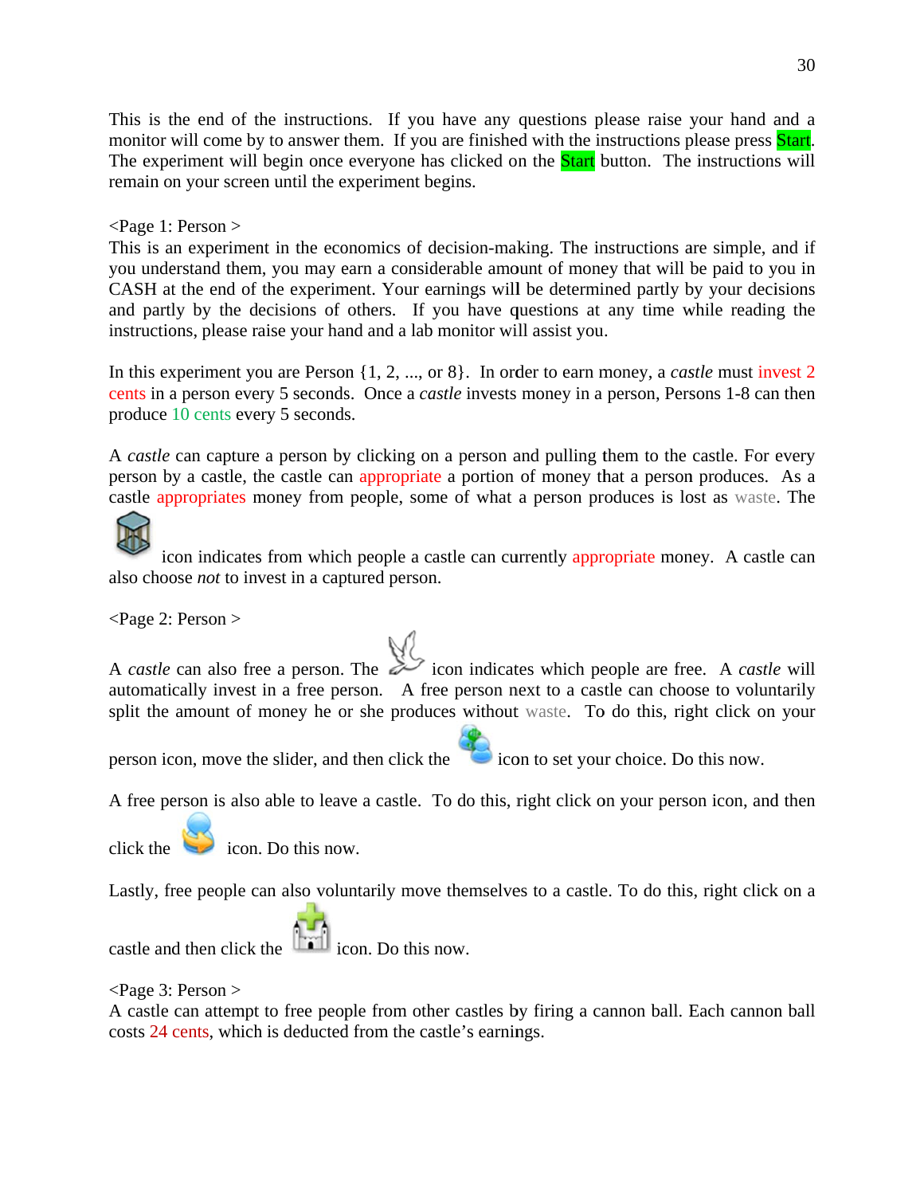This is the end of the instructions. If you have any questions please raise your hand and a monitor will come by to answer them. If you are finished with the instructions please press Start. The experiment will begin once everyone has clicked on the Start button. The instructions will remain on your screen until the experiment begins.

<Page 1: Person >
This is an experiment in the economics of decision-making. The instructions are simple, and if you understand them, you may earn a considerable amount of money that will be paid to you in CASH at the end of the experiment. Your earnings will be determined partly by your decisions and partly by the decisions of others. If you have questions at any time while reading the instructions, please raise your hand and a lab monitor will assist you.

In this experiment you are Person {1, 2, ..., or 8}. In order to earn money, a *castle* must invest 2 cents in a person every 5 seconds. Once a *castle* invests money in a person, Persons 1-8 can then produce 10 cents every 5 seconds.

A *castle* can capture a person by clicking on a person and pulling them to the castle. For every person by a castle, the castle can appropriate a portion of money that a person produces. As a castle appropriates money from people, some of what a person produces is lost as waste. The icon indicates from which people a castle can currently appropriate money. A castle can also choose *not* to invest in a captured person.

<Page 2: Person >

A *castle* can also free a person. The icon indicates which people are free. A *castle* will automatically invest in a free person. A free person next to a castle can choose to voluntarily split the amount of money he or she produces without waste. To do this, right click on your person icon, move the slider, and then click the icon to set your choice. Do this now.

A free person is also able to leave a castle. To do this, right click on your person icon, and then click the icon. Do this now.

Lastly, free people can also voluntarily move themselves to a castle. To do this, right click on a castle and then click the icon. Do this now.

<Page 3: Person >
A castle can attempt to free people from other castles by firing a cannon ball. Each cannon ball costs 24 cents, which is deducted from the castle's earnings.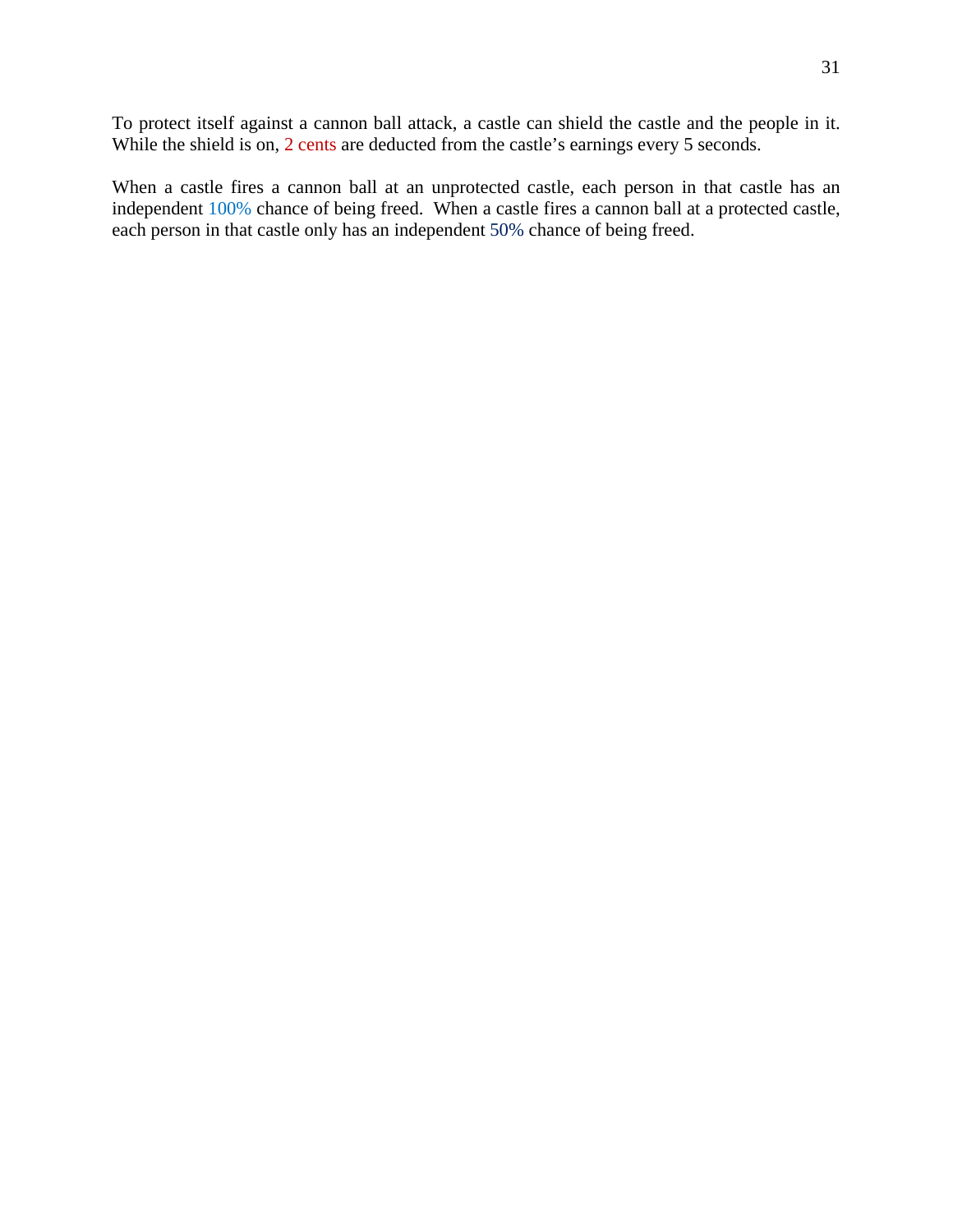To protect itself against a cannon ball attack, a castle can shield the castle and the people in it. While the shield is on, 2 cents are deducted from the castle's earnings every 5 seconds.

When a castle fires a cannon ball at an unprotected castle, each person in that castle has an independent 100% chance of being freed. When a castle fires a cannon ball at a protected castle, each person in that castle only has an independent 50% chance of being freed.